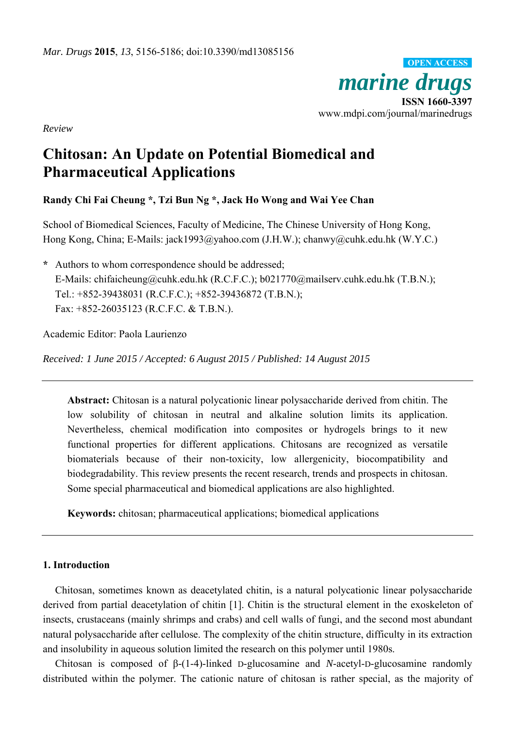*Mar. Drugs* **2015**, *13*, 5156-5186; doi:10.3390/md13085156

**OPEN ACCESS**

*marine drugs*

**ISSN 1660-3397**

www.mdpi.com/journal/marinedrugs

*Review*

# Chitosan: An Update on Potential Biomedical and Pharmaceutical Applications

**Randy Chi Fai Cheung \*, Tzi Bun Ng \*, Jack Ho Wong and Wai Yee Chan**

School of Biomedical Sciences, Faculty of Medicine, The Chinese University of Hong Kong, Hong Kong, China; E-Mails: jack1993@yahoo.com (J.H.W.); chanwy@cuhk.edu.hk (W.Y.C.)

**\*** Authors to whom correspondence should be addressed;
E-Mails: chifaicheung@cuhk.edu.hk (R.C.F.C.); b021770@mailserv.cuhk.edu.hk (T.B.N.);
Tel.: +852-39438031 (R.C.F.C.); +852-39436872 (T.B.N.);
Fax: +852-26035123 (R.C.F.C. & T.B.N.).

Academic Editor: Paola Laurienzo

*Received: 1 June 2015 / Accepted: 6 August 2015 / Published: 14 August 2015*

**Abstract:** Chitosan is a natural polycationic linear polysaccharide derived from chitin. The low solubility of chitosan in neutral and alkaline solution limits its application. Nevertheless, chemical modification into composites or hydrogels brings to it new functional properties for different applications. Chitosans are recognized as versatile biomaterials because of their non-toxicity, low allergenicity, biocompatibility and biodegradability. This review presents the recent research, trends and prospects in chitosan. Some special pharmaceutical and biomedical applications are also highlighted.

**Keywords:** chitosan; pharmaceutical applications; biomedical applications

## 1. Introduction

Chitosan, sometimes known as deacetylated chitin, is a natural polycationic linear polysaccharide derived from partial deacetylation of chitin [1]. Chitin is the structural element in the exoskeleton of insects, crustaceans (mainly shrimps and crabs) and cell walls of fungi, and the second most abundant natural polysaccharide after cellulose. The complexity of the chitin structure, difficulty in its extraction and insolubility in aqueous solution limited the research on this polymer until 1980s.

Chitosan is composed of β-(1-4)-linked D-glucosamine and *N*-acetyl-D-glucosamine randomly distributed within the polymer. The cationic nature of chitosan is rather special, as the majority of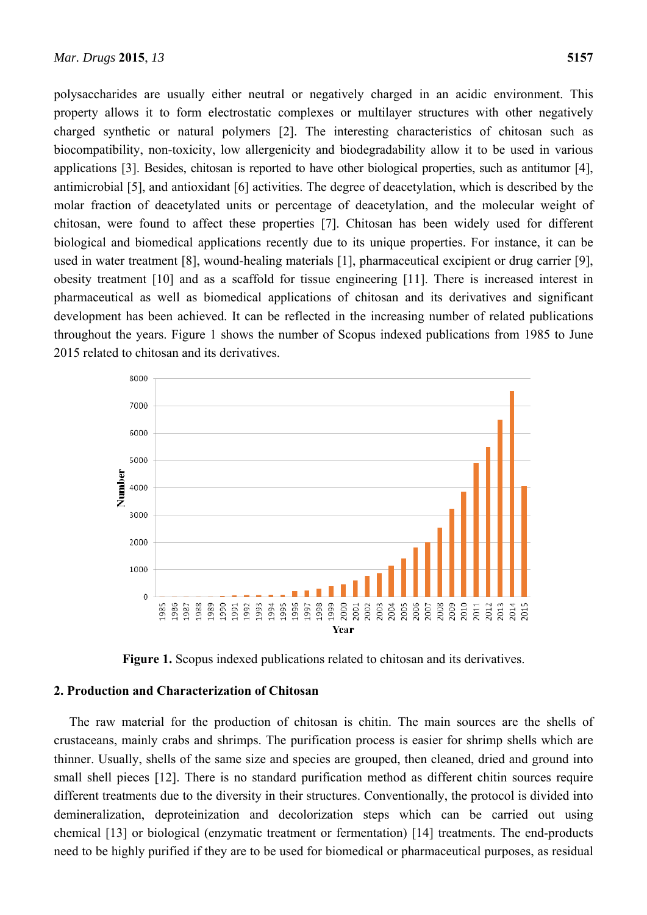polysaccharides are usually either neutral or negatively charged in an acidic environment. This property allows it to form electrostatic complexes or multilayer structures with other negatively charged synthetic or natural polymers [2]. The interesting characteristics of chitosan such as biocompatibility, non-toxicity, low allergenicity and biodegradability allow it to be used in various applications [3]. Besides, chitosan is reported to have other biological properties, such as antitumor [4], antimicrobial [5], and antioxidant [6] activities. The degree of deacetylation, which is described by the molar fraction of deacetylated units or percentage of deacetylation, and the molecular weight of chitosan, were found to affect these properties [7]. Chitosan has been widely used for different biological and biomedical applications recently due to its unique properties. For instance, it can be used in water treatment [8], wound-healing materials [1], pharmaceutical excipient or drug carrier [9], obesity treatment [10] and as a scaffold for tissue engineering [11]. There is increased interest in pharmaceutical as well as biomedical applications of chitosan and its derivatives and significant development has been achieved. It can be reflected in the increasing number of related publications throughout the years. Figure 1 shows the number of Scopus indexed publications from 1985 to June 2015 related to chitosan and its derivatives.

**Figure 1.** Scopus indexed publications related to chitosan and its derivatives.

## 2. Production and Characterization of Chitosan

The raw material for the production of chitosan is chitin. The main sources are the shells of crustaceans, mainly crabs and shrimps. The purification process is easier for shrimp shells which are thinner. Usually, shells of the same size and species are grouped, then cleaned, dried and ground into small shell pieces [12]. There is no standard purification method as different chitin sources require different treatments due to the diversity in their structures. Conventionally, the protocol is divided into demineralization, deproteinization and decolorization steps which can be carried out using chemical [13] or biological (enzymatic treatment or fermentation) [14] treatments. The end-products need to be highly purified if they are to be used for biomedical or pharmaceutical purposes, as residual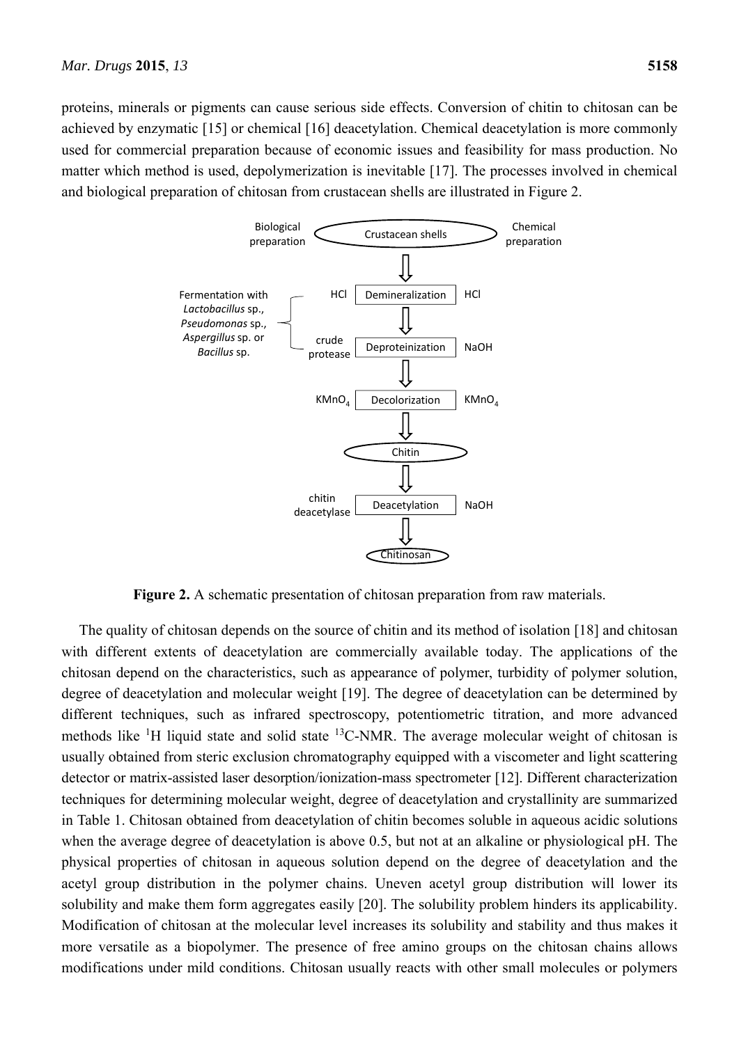proteins, minerals or pigments can cause serious side effects. Conversion of chitin to chitosan can be achieved by enzymatic [15] or chemical [16] deacetylation. Chemical deacetylation is more commonly used for commercial preparation because of economic issues and feasibility for mass production. No matter which method is used, depolymerization is inevitable [17]. The processes involved in chemical and biological preparation of chitosan from crustacean shells are illustrated in Figure 2.

Biological preparation | Crustacean shells | Chemical preparation

Fermentation with *Lactobacillus* sp., *Pseudomonas* sp., *Aspergillus* sp. or *Bacillus* sp.

| Biological preparation | Step | Chemical preparation |
|---|---|---|
| HCl | Demineralization | HCl |
| crude protease | Deproteinization | NaOH |
| $KMnO_4$ | Decolorization | $KMnO_4$ |
| | Chitin | |
| chitin deacetylase | Deacetylation | NaOH |
| | Chitinosan | |

**Figure 2.** A schematic presentation of chitosan preparation from raw materials.

The quality of chitosan depends on the source of chitin and its method of isolation [18] and chitosan with different extents of deacetylation are commercially available today. The applications of the chitosan depend on the characteristics, such as appearance of polymer, turbidity of polymer solution, degree of deacetylation and molecular weight [19]. The degree of deacetylation can be determined by different techniques, such as infrared spectroscopy, potentiometric titration, and more advanced methods like $^{1}H$ liquid state and solid state $^{13}C$-NMR. The average molecular weight of chitosan is usually obtained from steric exclusion chromatography equipped with a viscometer and light scattering detector or matrix-assisted laser desorption/ionization-mass spectrometer [12]. Different characterization techniques for determining molecular weight, degree of deacetylation and crystallinity are summarized in Table 1. Chitosan obtained from deacetylation of chitin becomes soluble in aqueous acidic solutions when the average degree of deacetylation is above 0.5, but not at an alkaline or physiological pH. The physical properties of chitosan in aqueous solution depend on the degree of deacetylation and the acetyl group distribution in the polymer chains. Uneven acetyl group distribution will lower its solubility and make them form aggregates easily [20]. The solubility problem hinders its applicability. Modification of chitosan at the molecular level increases its solubility and stability and thus makes it more versatile as a biopolymer. The presence of free amino groups on the chitosan chains allows modifications under mild conditions. Chitosan usually reacts with other small molecules or polymers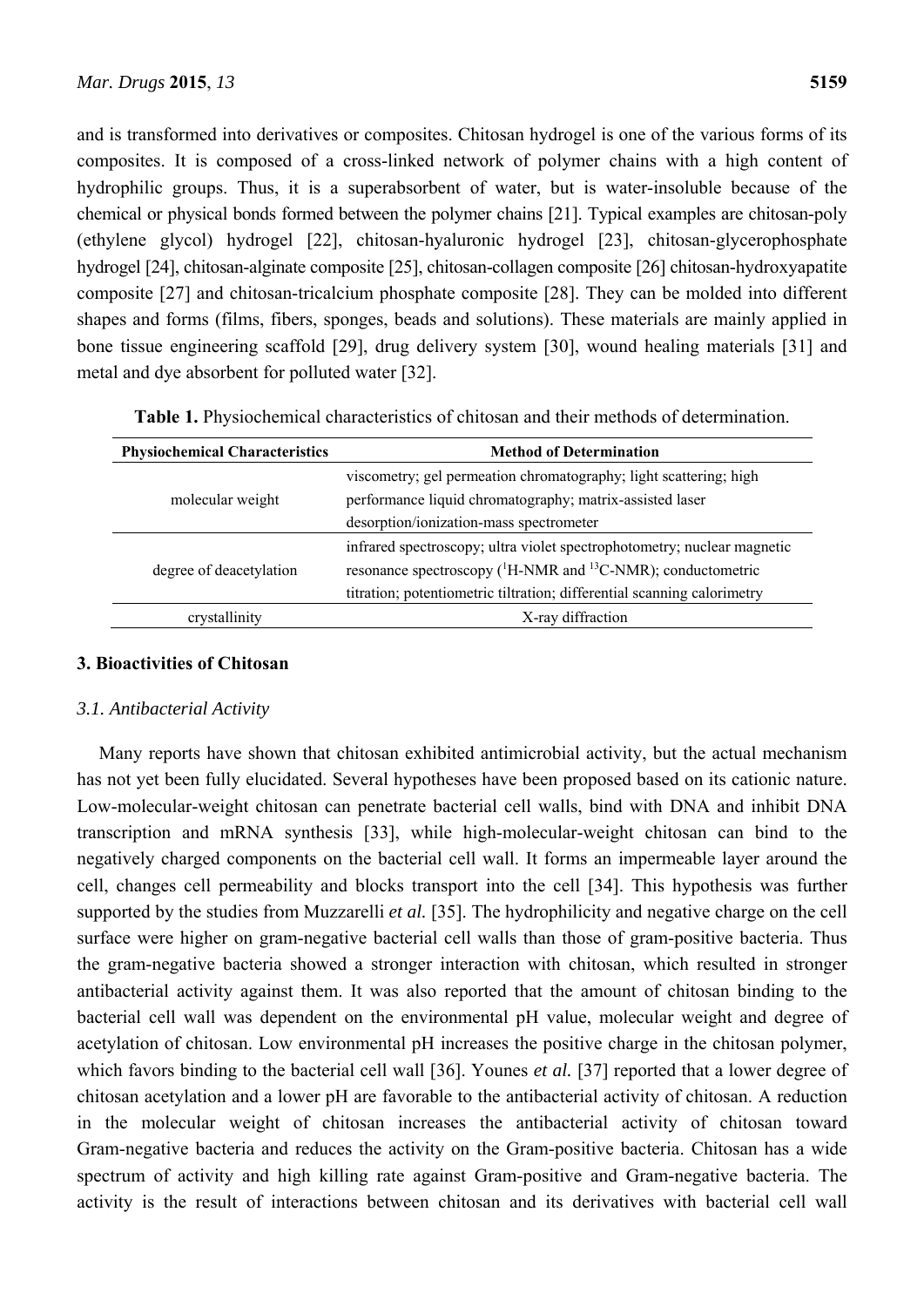and is transformed into derivatives or composites. Chitosan hydrogel is one of the various forms of its composites. It is composed of a cross-linked network of polymer chains with a high content of hydrophilic groups. Thus, it is a superabsorbent of water, but is water-insoluble because of the chemical or physical bonds formed between the polymer chains [21]. Typical examples are chitosan-poly (ethylene glycol) hydrogel [22], chitosan-hyaluronic hydrogel [23], chitosan-glycerophosphate hydrogel [24], chitosan-alginate composite [25], chitosan-collagen composite [26] chitosan-hydroxyapatite composite [27] and chitosan-tricalcium phosphate composite [28]. They can be molded into different shapes and forms (films, fibers, sponges, beads and solutions). These materials are mainly applied in bone tissue engineering scaffold [29], drug delivery system [30], wound healing materials [31] and metal and dye absorbent for polluted water [32].

**Table 1.** Physiochemical characteristics of chitosan and their methods of determination.

| Physiochemical Characteristics | Method of Determination |
|---|---|
| molecular weight | viscometry; gel permeation chromatography; light scattering; high performance liquid chromatography; matrix-assisted laser desorption/ionization-mass spectrometer |
| degree of deacetylation | infrared spectroscopy; ultra violet spectrophotometry; nuclear magnetic resonance spectroscopy ($^{1}$H-NMR and $^{13}$C-NMR); conductometric titration; potentiometric tiltration; differential scanning calorimetry |
| crystallinity | X-ray diffraction |

## 3. Bioactivities of Chitosan

### 3.1. Antibacterial Activity

Many reports have shown that chitosan exhibited antimicrobial activity, but the actual mechanism has not yet been fully elucidated. Several hypotheses have been proposed based on its cationic nature. Low-molecular-weight chitosan can penetrate bacterial cell walls, bind with DNA and inhibit DNA transcription and mRNA synthesis [33], while high-molecular-weight chitosan can bind to the negatively charged components on the bacterial cell wall. It forms an impermeable layer around the cell, changes cell permeability and blocks transport into the cell [34]. This hypothesis was further supported by the studies from Muzzarelli *et al.* [35]. The hydrophilicity and negative charge on the cell surface were higher on gram-negative bacterial cell walls than those of gram-positive bacteria. Thus the gram-negative bacteria showed a stronger interaction with chitosan, which resulted in stronger antibacterial activity against them. It was also reported that the amount of chitosan binding to the bacterial cell wall was dependent on the environmental pH value, molecular weight and degree of acetylation of chitosan. Low environmental pH increases the positive charge in the chitosan polymer, which favors binding to the bacterial cell wall [36]. Younes *et al.* [37] reported that a lower degree of chitosan acetylation and a lower pH are favorable to the antibacterial activity of chitosan. A reduction in the molecular weight of chitosan increases the antibacterial activity of chitosan toward Gram-negative bacteria and reduces the activity on the Gram-positive bacteria. Chitosan has a wide spectrum of activity and high killing rate against Gram-positive and Gram-negative bacteria. The activity is the result of interactions between chitosan and its derivatives with bacterial cell wall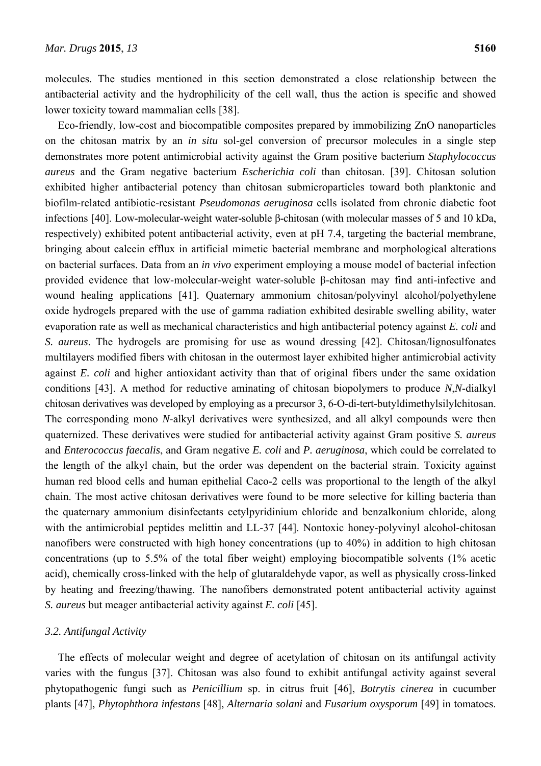molecules. The studies mentioned in this section demonstrated a close relationship between the antibacterial activity and the hydrophilicity of the cell wall, thus the action is specific and showed lower toxicity toward mammalian cells [38].

Eco-friendly, low-cost and biocompatible composites prepared by immobilizing ZnO nanoparticles on the chitosan matrix by an *in situ* sol-gel conversion of precursor molecules in a single step demonstrates more potent antimicrobial activity against the Gram positive bacterium *Staphylococcus aureus* and the Gram negative bacterium *Escherichia coli* than chitosan. [39]. Chitosan solution exhibited higher antibacterial potency than chitosan submicroparticles toward both planktonic and biofilm-related antibiotic-resistant *Pseudomonas aeruginosa* cells isolated from chronic diabetic foot infections [40]. Low-molecular-weight water-soluble β-chitosan (with molecular masses of 5 and 10 kDa, respectively) exhibited potent antibacterial activity, even at pH 7.4, targeting the bacterial membrane, bringing about calcein efflux in artificial mimetic bacterial membrane and morphological alterations on bacterial surfaces. Data from an *in vivo* experiment employing a mouse model of bacterial infection provided evidence that low-molecular-weight water-soluble β-chitosan may find anti-infective and wound healing applications [41]. Quaternary ammonium chitosan/polyvinyl alcohol/polyethylene oxide hydrogels prepared with the use of gamma radiation exhibited desirable swelling ability, water evaporation rate as well as mechanical characteristics and high antibacterial potency against *E. coli* and *S. aureus*. The hydrogels are promising for use as wound dressing [42]. Chitosan/lignosulfonates multilayers modified fibers with chitosan in the outermost layer exhibited higher antimicrobial activity against *E. coli* and higher antioxidant activity than that of original fibers under the same oxidation conditions [43]. A method for reductive aminating of chitosan biopolymers to produce *N*,*N*-dialkyl chitosan derivatives was developed by employing as a precursor 3, 6-O-di-tert-butyldimethylsilylchitosan. The corresponding mono *N*-alkyl derivatives were synthesized, and all alkyl compounds were then quaternized. These derivatives were studied for antibacterial activity against Gram positive *S. aureus* and *Enterococcus faecalis*, and Gram negative *E. coli* and *P. aeruginosa*, which could be correlated to the length of the alkyl chain, but the order was dependent on the bacterial strain. Toxicity against human red blood cells and human epithelial Caco-2 cells was proportional to the length of the alkyl chain. The most active chitosan derivatives were found to be more selective for killing bacteria than the quaternary ammonium disinfectants cetylpyridinium chloride and benzalkonium chloride, along with the antimicrobial peptides melittin and LL-37 [44]. Nontoxic honey-polyvinyl alcohol-chitosan nanofibers were constructed with high honey concentrations (up to 40%) in addition to high chitosan concentrations (up to 5.5% of the total fiber weight) employing biocompatible solvents (1% acetic acid), chemically cross-linked with the help of glutaraldehyde vapor, as well as physically cross-linked by heating and freezing/thawing. The nanofibers demonstrated potent antibacterial activity against *S. aureus* but meager antibacterial activity against *E. coli* [45].

### *3.2. Antifungal Activity*

The effects of molecular weight and degree of acetylation of chitosan on its antifungal activity varies with the fungus [37]. Chitosan was also found to exhibit antifungal activity against several phytopathogenic fungi such as *Penicillium* sp. in citrus fruit [46], *Botrytis cinerea* in cucumber plants [47], *Phytophthora infestans* [48], *Alternaria solani* and *Fusarium oxysporum* [49] in tomatoes.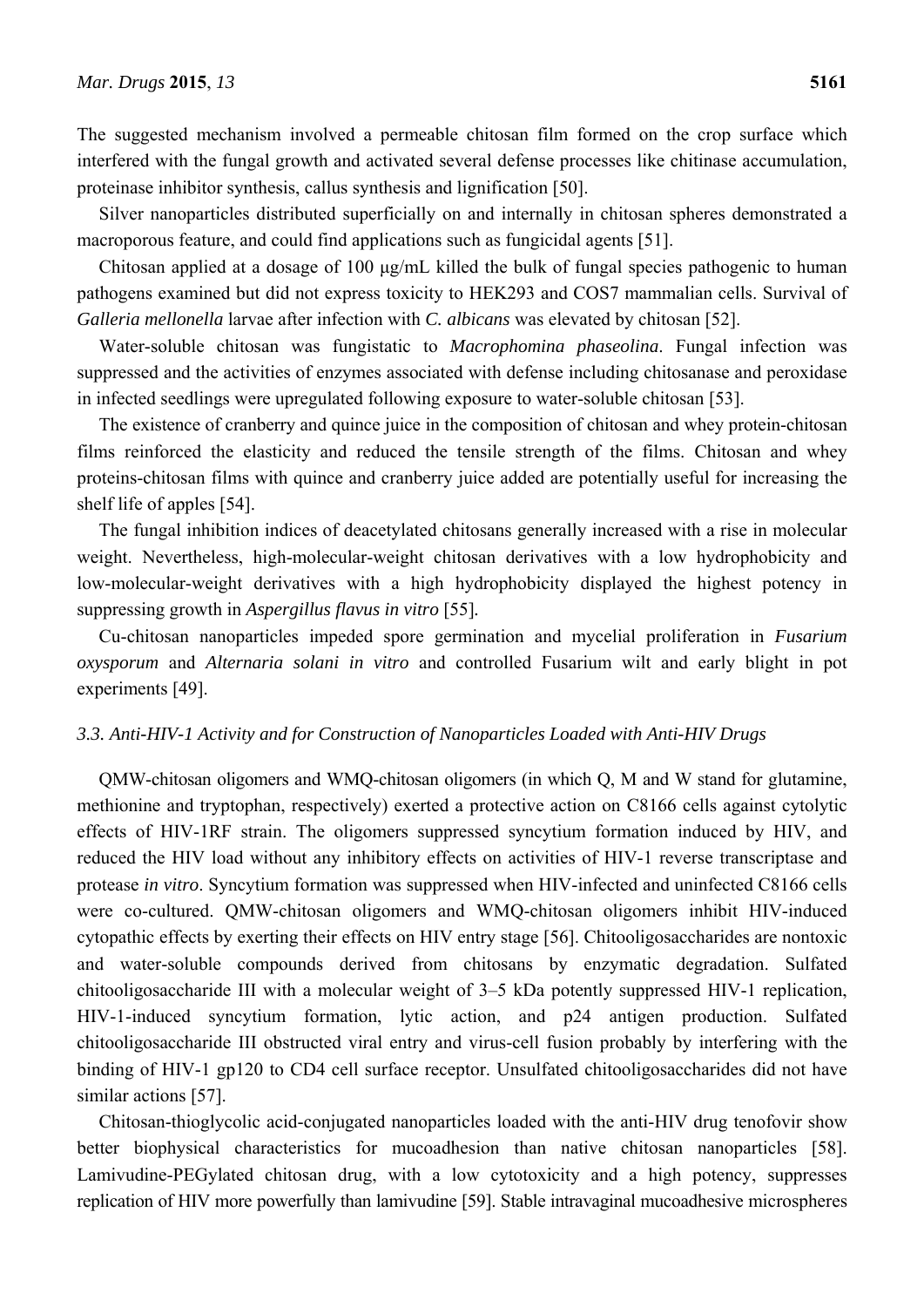The suggested mechanism involved a permeable chitosan film formed on the crop surface which interfered with the fungal growth and activated several defense processes like chitinase accumulation, proteinase inhibitor synthesis, callus synthesis and lignification [50].

Silver nanoparticles distributed superficially on and internally in chitosan spheres demonstrated a macroporous feature, and could find applications such as fungicidal agents [51].

Chitosan applied at a dosage of 100 μg/mL killed the bulk of fungal species pathogenic to human pathogens examined but did not express toxicity to HEK293 and COS7 mammalian cells. Survival of *Galleria mellonella* larvae after infection with *C. albicans* was elevated by chitosan [52].

Water-soluble chitosan was fungistatic to *Macrophomina phaseolina*. Fungal infection was suppressed and the activities of enzymes associated with defense including chitosanase and peroxidase in infected seedlings were upregulated following exposure to water-soluble chitosan [53].

The existence of cranberry and quince juice in the composition of chitosan and whey protein-chitosan films reinforced the elasticity and reduced the tensile strength of the films. Chitosan and whey proteins-chitosan films with quince and cranberry juice added are potentially useful for increasing the shelf life of apples [54].

The fungal inhibition indices of deacetylated chitosans generally increased with a rise in molecular weight. Nevertheless, high-molecular-weight chitosan derivatives with a low hydrophobicity and low-molecular-weight derivatives with a high hydrophobicity displayed the highest potency in suppressing growth in *Aspergillus flavus in vitro* [55].

Cu-chitosan nanoparticles impeded spore germination and mycelial proliferation in *Fusarium oxysporum* and *Alternaria solani in vitro* and controlled Fusarium wilt and early blight in pot experiments [49].

### *3.3. Anti-HIV-1 Activity and for Construction of Nanoparticles Loaded with Anti-HIV Drugs*

QMW-chitosan oligomers and WMQ-chitosan oligomers (in which Q, M and W stand for glutamine, methionine and tryptophan, respectively) exerted a protective action on C8166 cells against cytolytic effects of HIV-1RF strain. The oligomers suppressed syncytium formation induced by HIV, and reduced the HIV load without any inhibitory effects on activities of HIV-1 reverse transcriptase and protease *in vitro*. Syncytium formation was suppressed when HIV-infected and uninfected C8166 cells were co-cultured. QMW-chitosan oligomers and WMQ-chitosan oligomers inhibit HIV-induced cytopathic effects by exerting their effects on HIV entry stage [56]. Chitooligosaccharides are nontoxic and water-soluble compounds derived from chitosans by enzymatic degradation. Sulfated chitooligosaccharide III with a molecular weight of 3–5 kDa potently suppressed HIV-1 replication, HIV-1-induced syncytium formation, lytic action, and p24 antigen production. Sulfated chitooligosaccharide III obstructed viral entry and virus-cell fusion probably by interfering with the binding of HIV-1 gp120 to CD4 cell surface receptor. Unsulfated chitooligosaccharides did not have similar actions [57].

Chitosan-thioglycolic acid-conjugated nanoparticles loaded with the anti-HIV drug tenofovir show better biophysical characteristics for mucoadhesion than native chitosan nanoparticles [58]. Lamivudine-PEGylated chitosan drug, with a low cytotoxicity and a high potency, suppresses replication of HIV more powerfully than lamivudine [59]. Stable intravaginal mucoadhesive microspheres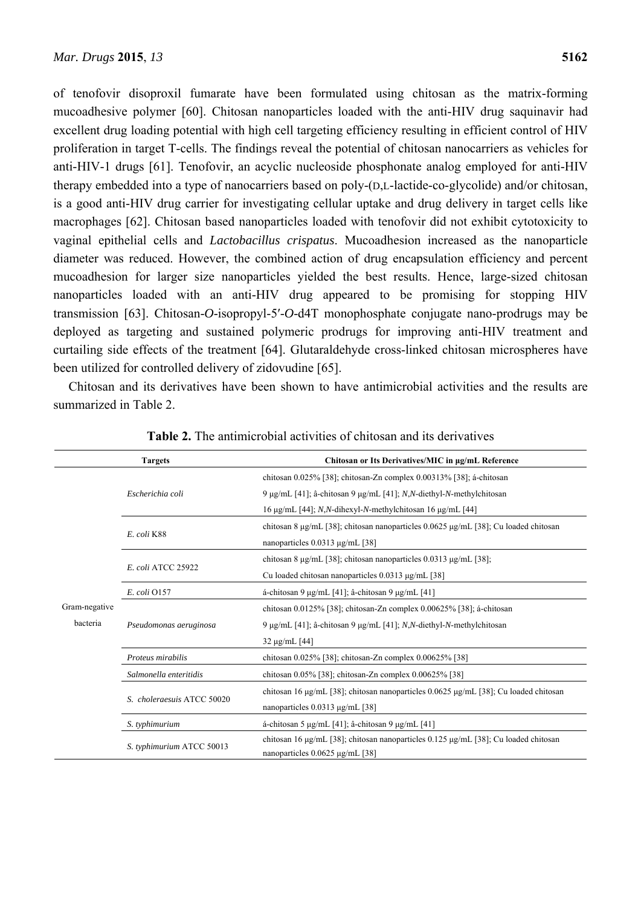of tenofovir disoproxil fumarate have been formulated using chitosan as the matrix-forming mucoadhesive polymer [60]. Chitosan nanoparticles loaded with the anti-HIV drug saquinavir had excellent drug loading potential with high cell targeting efficiency resulting in efficient control of HIV proliferation in target T-cells. The findings reveal the potential of chitosan nanocarriers as vehicles for anti-HIV-1 drugs [61]. Tenofovir, an acyclic nucleoside phosphonate analog employed for anti-HIV therapy embedded into a type of nanocarriers based on poly-(D,L-lactide-co-glycolide) and/or chitosan, is a good anti-HIV drug carrier for investigating cellular uptake and drug delivery in target cells like macrophages [62]. Chitosan based nanoparticles loaded with tenofovir did not exhibit cytotoxicity to vaginal epithelial cells and *Lactobacillus crispatus*. Mucoadhesion increased as the nanoparticle diameter was reduced. However, the combined action of drug encapsulation efficiency and percent mucoadhesion for larger size nanoparticles yielded the best results. Hence, large-sized chitosan nanoparticles loaded with an anti-HIV drug appeared to be promising for stopping HIV transmission [63]. Chitosan-*O*-isopropyl-5′-*O*-d4T monophosphate conjugate nano-prodrugs may be deployed as targeting and sustained polymeric prodrugs for improving anti-HIV treatment and curtailing side effects of the treatment [64]. Glutaraldehyde cross-linked chitosan microspheres have been utilized for controlled delivery of zidovudine [65].

Chitosan and its derivatives have been shown to have antimicrobial activities and the results are summarized in Table 2.

**Table 2.** The antimicrobial activities of chitosan and its derivatives

| Targets | | Chitosan or Its Derivatives/MIC in μg/mL Reference |
|---|---|---|
| Gram-negative bacteria | *Escherichia coli* | chitosan 0.025% [38]; chitosan-Zn complex 0.00313% [38]; á-chitosan 9 μg/mL [41]; â-chitosan 9 μg/mL [41]; *N*,*N*-diethyl-*N*-methylchitosan 16 μg/mL [44]; *N*,*N*-dihexyl-*N*-methylchitosan 16 μg/mL [44] |
| | *E. coli* K88 | chitosan 8 μg/mL [38]; chitosan nanoparticles 0.0625 μg/mL [38]; Cu loaded chitosan nanoparticles 0.0313 μg/mL [38] |
| | *E. coli* ATCC 25922 | chitosan 8 μg/mL [38]; chitosan nanoparticles 0.0313 μg/mL [38]; Cu loaded chitosan nanoparticles 0.0313 μg/mL [38] |
| | *E. coli* O157 | á-chitosan 9 μg/mL [41]; â-chitosan 9 μg/mL [41] |
| | *Pseudomonas aeruginosa* | chitosan 0.0125% [38]; chitosan-Zn complex 0.00625% [38]; á-chitosan 9 μg/mL [41]; â-chitosan 9 μg/mL [41]; *N*,*N*-diethyl-*N*-methylchitosan 32 μg/mL [44] |
| | *Proteus mirabilis* | chitosan 0.025% [38]; chitosan-Zn complex 0.00625% [38] |
| | *Salmonella enteritidis* | chitosan 0.05% [38]; chitosan-Zn complex 0.00625% [38] |
| | *S. choleraesuis* ATCC 50020 | chitosan 16 μg/mL [38]; chitosan nanoparticles 0.0625 μg/mL [38]; Cu loaded chitosan nanoparticles 0.0313 μg/mL [38] |
| | *S. typhimurium* | á-chitosan 5 μg/mL [41]; â-chitosan 9 μg/mL [41] |
| | *S. typhimurium* ATCC 50013 | chitosan 16 μg/mL [38]; chitosan nanoparticles 0.125 μg/mL [38]; Cu loaded chitosan nanoparticles 0.0625 μg/mL [38] |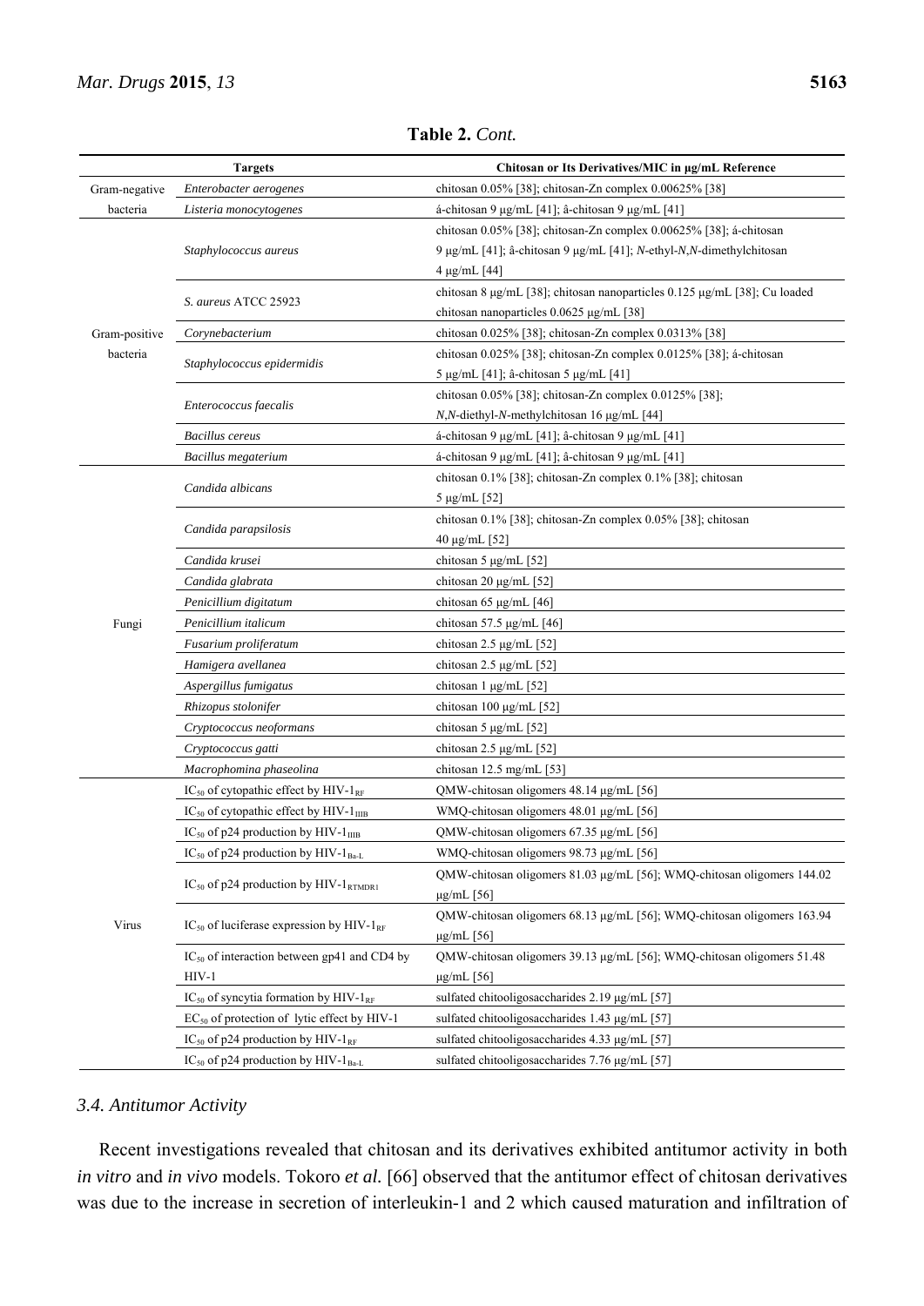**Table 2.** *Cont.*

| Targets | | Chitosan or Its Derivatives/MIC in μg/mL Reference |
|---|---|---|
| Gram-negative bacteria | *Enterobacter aerogenes* | chitosan 0.05% [38]; chitosan-Zn complex 0.00625% [38] |
| | *Listeria monocytogenes* | á-chitosan 9 μg/mL [41]; â-chitosan 9 μg/mL [41] |
| Gram-positive bacteria | *Staphylococcus aureus* | chitosan 0.05% [38]; chitosan-Zn complex 0.00625% [38]; á-chitosan 9 μg/mL [41]; â-chitosan 9 μg/mL [41]; *N*-ethyl-*N*,*N*-dimethylchitosan 4 μg/mL [44] |
| | *S. aureus* ATCC 25923 | chitosan 8 μg/mL [38]; chitosan nanoparticles 0.125 μg/mL [38]; Cu loaded chitosan nanoparticles 0.0625 μg/mL [38] |
| | *Corynebacterium* | chitosan 0.025% [38]; chitosan-Zn complex 0.0313% [38] |
| | *Staphylococcus epidermidis* | chitosan 0.025% [38]; chitosan-Zn complex 0.0125% [38]; á-chitosan 5 μg/mL [41]; â-chitosan 5 μg/mL [41] |
| | *Enterococcus faecalis* | chitosan 0.05% [38]; chitosan-Zn complex 0.0125% [38]; *N*,*N*-diethyl-*N*-methylchitosan 16 μg/mL [44] |
| | *Bacillus cereus* | á-chitosan 9 μg/mL [41]; â-chitosan 9 μg/mL [41] |
| | *Bacillus megaterium* | á-chitosan 9 μg/mL [41]; â-chitosan 9 μg/mL [41] |
| Fungi | *Candida albicans* | chitosan 0.1% [38]; chitosan-Zn complex 0.1% [38]; chitosan 5 μg/mL [52] |
| | *Candida parapsilosis* | chitosan 0.1% [38]; chitosan-Zn complex 0.05% [38]; chitosan 40 μg/mL [52] |
| | *Candida krusei* | chitosan 5 μg/mL [52] |
| | *Candida glabrata* | chitosan 20 μg/mL [52] |
| | *Penicillium digitatum* | chitosan 65 μg/mL [46] |
| | *Penicillium italicum* | chitosan 57.5 μg/mL [46] |
| | *Fusarium proliferatum* | chitosan 2.5 μg/mL [52] |
| | *Hamigera avellanea* | chitosan 2.5 μg/mL [52] |
| | *Aspergillus fumigatus* | chitosan 1 μg/mL [52] |
| | *Rhizopus stolonifer* | chitosan 100 μg/mL [52] |
| | *Cryptococcus neoformans* | chitosan 5 μg/mL [52] |
| | *Cryptococcus gatti* | chitosan 2.5 μg/mL [52] |
| | *Macrophomina phaseolina* | chitosan 12.5 mg/mL [53] |
| Virus | $IC_{50}$ of cytopathic effect by HIV-$1_{RF}$ | QMW-chitosan oligomers 48.14 μg/mL [56] |
| | $IC_{50}$ of cytopathic effect by HIV-$1_{IIIB}$ | WMQ-chitosan oligomers 48.01 μg/mL [56] |
| | $IC_{50}$ of p24 production by HIV-$1_{IIIB}$ | QMW-chitosan oligomers 67.35 μg/mL [56] |
| | $IC_{50}$ of p24 production by HIV-$1_{Ba-L}$ | WMQ-chitosan oligomers 98.73 μg/mL [56] |
| | $IC_{50}$ of p24 production by HIV-$1_{RTMDR1}$ | QMW-chitosan oligomers 81.03 μg/mL [56]; WMQ-chitosan oligomers 144.02 μg/mL [56] |
| | $IC_{50}$ of luciferase expression by HIV-$1_{RF}$ | QMW-chitosan oligomers 68.13 μg/mL [56]; WMQ-chitosan oligomers 163.94 μg/mL [56] |
| | $IC_{50}$ of interaction between gp41 and CD4 by HIV-1 | QMW-chitosan oligomers 39.13 μg/mL [56]; WMQ-chitosan oligomers 51.48 μg/mL [56] |
| | $IC_{50}$ of syncytia formation by HIV-$1_{RF}$ | sulfated chitooligosaccharides 2.19 μg/mL [57] |
| | $EC_{50}$ of protection of lytic effect by HIV-1 | sulfated chitooligosaccharides 1.43 μg/mL [57] |
| | $IC_{50}$ of p24 production by HIV-$1_{RF}$ | sulfated chitooligosaccharides 4.33 μg/mL [57] |
| | $IC_{50}$ of p24 production by HIV-$1_{Ba-L}$ | sulfated chitooligosaccharides 7.76 μg/mL [57] |

### *3.4. Antitumor Activity*

Recent investigations revealed that chitosan and its derivatives exhibited antitumor activity in both *in vitro* and *in vivo* models. Tokoro *et al.* [66] observed that the antitumor effect of chitosan derivatives was due to the increase in secretion of interleukin-1 and 2 which caused maturation and infiltration of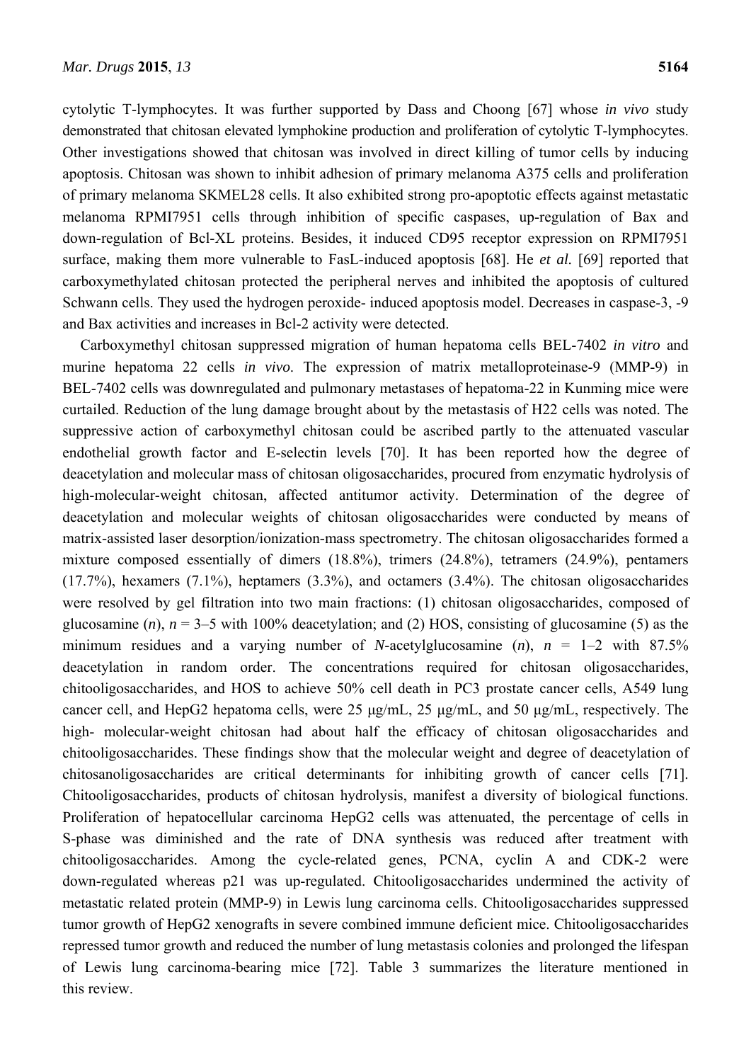cytolytic T-lymphocytes. It was further supported by Dass and Choong [67] whose *in vivo* study demonstrated that chitosan elevated lymphokine production and proliferation of cytolytic T-lymphocytes. Other investigations showed that chitosan was involved in direct killing of tumor cells by inducing apoptosis. Chitosan was shown to inhibit adhesion of primary melanoma A375 cells and proliferation of primary melanoma SKMEL28 cells. It also exhibited strong pro-apoptotic effects against metastatic melanoma RPMI7951 cells through inhibition of specific caspases, up-regulation of Bax and down-regulation of Bcl-XL proteins. Besides, it induced CD95 receptor expression on RPMI7951 surface, making them more vulnerable to FasL-induced apoptosis [68]. He *et al.* [69] reported that carboxymethylated chitosan protected the peripheral nerves and inhibited the apoptosis of cultured Schwann cells. They used the hydrogen peroxide- induced apoptosis model. Decreases in caspase-3, -9 and Bax activities and increases in Bcl-2 activity were detected.

Carboxymethyl chitosan suppressed migration of human hepatoma cells BEL-7402 *in vitro* and murine hepatoma 22 cells *in vivo*. The expression of matrix metalloproteinase-9 (MMP-9) in BEL-7402 cells was downregulated and pulmonary metastases of hepatoma-22 in Kunming mice were curtailed. Reduction of the lung damage brought about by the metastasis of H22 cells was noted. The suppressive action of carboxymethyl chitosan could be ascribed partly to the attenuated vascular endothelial growth factor and E-selectin levels [70]. It has been reported how the degree of deacetylation and molecular mass of chitosan oligosaccharides, procured from enzymatic hydrolysis of high-molecular-weight chitosan, affected antitumor activity. Determination of the degree of deacetylation and molecular weights of chitosan oligosaccharides were conducted by means of matrix-assisted laser desorption/ionization-mass spectrometry. The chitosan oligosaccharides formed a mixture composed essentially of dimers (18.8%), trimers (24.8%), tetramers (24.9%), pentamers (17.7%), hexamers (7.1%), heptamers (3.3%), and octamers (3.4%). The chitosan oligosaccharides were resolved by gel filtration into two main fractions: (1) chitosan oligosaccharides, composed of glucosamine ($n$), $n$ = 3–5 with 100% deacetylation; and (2) HOS, consisting of glucosamine (5) as the minimum residues and a varying number of *N*-acetylglucosamine ($n$), $n$ = 1–2 with 87.5% deacetylation in random order. The concentrations required for chitosan oligosaccharides, chitooligosaccharides, and HOS to achieve 50% cell death in PC3 prostate cancer cells, A549 lung cancer cell, and HepG2 hepatoma cells, were 25 μg/mL, 25 μg/mL, and 50 μg/mL, respectively. The high- molecular-weight chitosan had about half the efficacy of chitosan oligosaccharides and chitooligosaccharides. These findings show that the molecular weight and degree of deacetylation of chitosanoligosaccharides are critical determinants for inhibiting growth of cancer cells [71]. Chitooligosaccharides, products of chitosan hydrolysis, manifest a diversity of biological functions. Proliferation of hepatocellular carcinoma HepG2 cells was attenuated, the percentage of cells in S-phase was diminished and the rate of DNA synthesis was reduced after treatment with chitooligosaccharides. Among the cycle-related genes, PCNA, cyclin A and CDK-2 were down-regulated whereas p21 was up-regulated. Chitooligosaccharides undermined the activity of metastatic related protein (MMP-9) in Lewis lung carcinoma cells. Chitooligosaccharides suppressed tumor growth of HepG2 xenografts in severe combined immune deficient mice. Chitooligosaccharides repressed tumor growth and reduced the number of lung metastasis colonies and prolonged the lifespan of Lewis lung carcinoma-bearing mice [72]. Table 3 summarizes the literature mentioned in this review.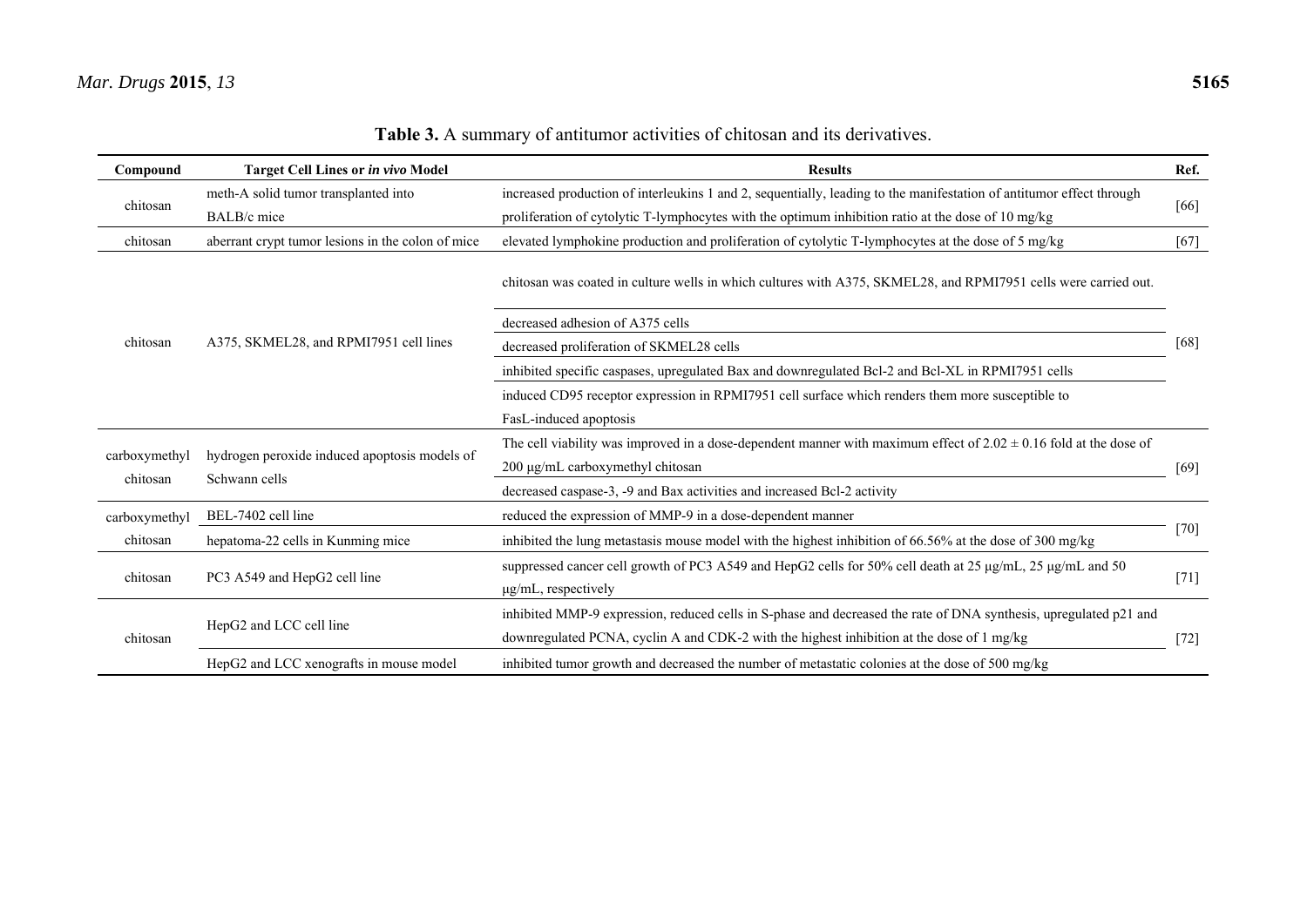**Table 3.** A summary of antitumor activities of chitosan and its derivatives.

| Compound | Target Cell Lines or *in vivo* Model | Results | Ref. |
| --- | --- | --- | --- |
| chitosan | meth-A solid tumor transplanted into BALB/c mice | increased production of interleukins 1 and 2, sequentially, leading to the manifestation of antitumor effect through proliferation of cytolytic T-lymphocytes with the optimum inhibition ratio at the dose of 10 mg/kg | [66] |
| chitosan | aberrant crypt tumor lesions in the colon of mice | elevated lymphokine production and proliferation of cytolytic T-lymphocytes at the dose of 5 mg/kg | [67] |
| chitosan | A375, SKMEL28, and RPMI7951 cell lines | chitosan was coated in culture wells in which cultures with A375, SKMEL28, and RPMI7951 cells were carried out. | [68] |
| | | decreased adhesion of A375 cells | |
| | | decreased proliferation of SKMEL28 cells | |
| | | inhibited specific caspases, upregulated Bax and downregulated Bcl-2 and Bcl-XL in RPMI7951 cells | |
| | | induced CD95 receptor expression in RPMI7951 cell surface which renders them more susceptible to FasL-induced apoptosis | |
| carboxymethyl chitosan | hydrogen peroxide induced apoptosis models of Schwann cells | The cell viability was improved in a dose-dependent manner with maximum effect of $2.02 \pm 0.16$ fold at the dose of 200 μg/mL carboxymethyl chitosan | [69] |
| | | decreased caspase-3, -9 and Bax activities and increased Bcl-2 activity | |
| carboxymethyl chitosan | BEL-7402 cell line | reduced the expression of MMP-9 in a dose-dependent manner | [70] |
| | hepatoma-22 cells in Kunming mice | inhibited the lung metastasis mouse model with the highest inhibition of 66.56% at the dose of 300 mg/kg | |
| chitosan | PC3 A549 and HepG2 cell line | suppressed cancer cell growth of PC3 A549 and HepG2 cells for 50% cell death at 25 μg/mL, 25 μg/mL and 50 μg/mL, respectively | [71] |
| chitosan | HepG2 and LCC cell line | inhibited MMP-9 expression, reduced cells in S-phase and decreased the rate of DNA synthesis, upregulated p21 and downregulated PCNA, cyclin A and CDK-2 with the highest inhibition at the dose of 1 mg/kg | [72] |
| | HepG2 and LCC xenografts in mouse model | inhibited tumor growth and decreased the number of metastatic colonies at the dose of 500 mg/kg | |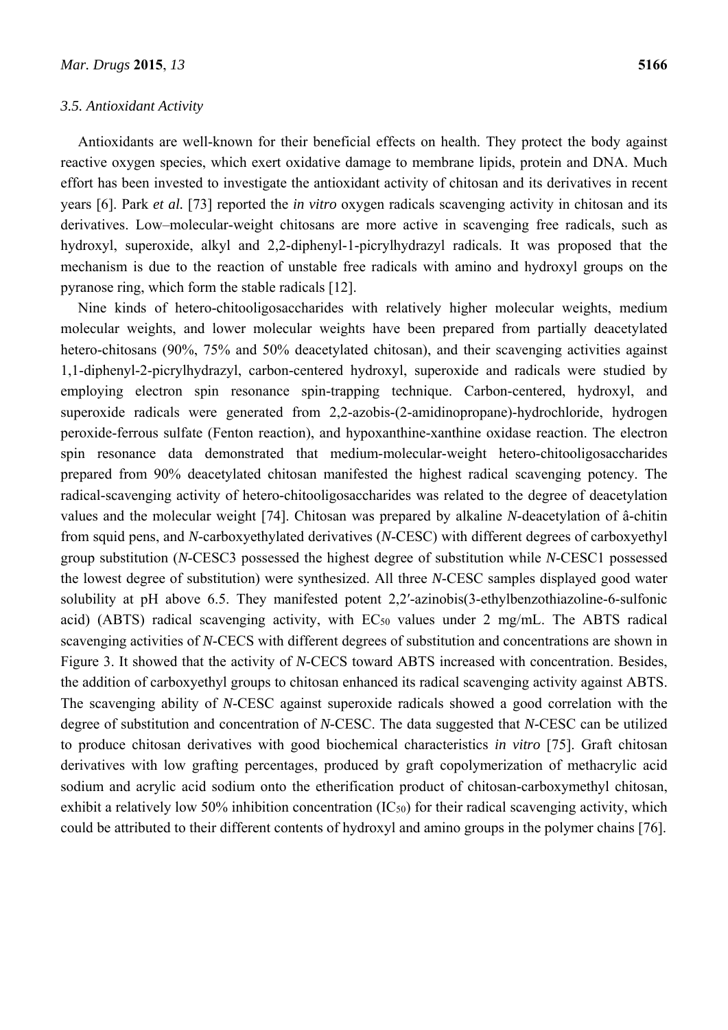### 3.5. Antioxidant Activity

Antioxidants are well-known for their beneficial effects on health. They protect the body against reactive oxygen species, which exert oxidative damage to membrane lipids, protein and DNA. Much effort has been invested to investigate the antioxidant activity of chitosan and its derivatives in recent years [6]. Park *et al.* [73] reported the *in vitro* oxygen radicals scavenging activity in chitosan and its derivatives. Low–molecular-weight chitosans are more active in scavenging free radicals, such as hydroxyl, superoxide, alkyl and 2,2-diphenyl-1-picrylhydrazyl radicals. It was proposed that the mechanism is due to the reaction of unstable free radicals with amino and hydroxyl groups on the pyranose ring, which form the stable radicals [12].

Nine kinds of hetero-chitooligosaccharides with relatively higher molecular weights, medium molecular weights, and lower molecular weights have been prepared from partially deacetylated hetero-chitosans (90%, 75% and 50% deacetylated chitosan), and their scavenging activities against 1,1-diphenyl-2-picrylhydrazyl, carbon-centered hydroxyl, superoxide and radicals were studied by employing electron spin resonance spin-trapping technique. Carbon-centered, hydroxyl, and superoxide radicals were generated from 2,2-azobis-(2-amidinopropane)-hydrochloride, hydrogen peroxide-ferrous sulfate (Fenton reaction), and hypoxanthine-xanthine oxidase reaction. The electron spin resonance data demonstrated that medium-molecular-weight hetero-chitooligosaccharides prepared from 90% deacetylated chitosan manifested the highest radical scavenging potency. The radical-scavenging activity of hetero-chitooligosaccharides was related to the degree of deacetylation values and the molecular weight [74]. Chitosan was prepared by alkaline *N*-deacetylation of â-chitin from squid pens, and *N*-carboxyethylated derivatives (*N*-CESC) with different degrees of carboxyethyl group substitution (*N*-CESC3 possessed the highest degree of substitution while *N*-CESC1 possessed the lowest degree of substitution) were synthesized. All three *N*-CESC samples displayed good water solubility at pH above 6.5. They manifested potent 2,2′-azinobis(3-ethylbenzothiazoline-6-sulfonic acid) (ABTS) radical scavenging activity, with $EC_{50}$ values under 2 mg/mL. The ABTS radical scavenging activities of *N*-CECS with different degrees of substitution and concentrations are shown in Figure 3. It showed that the activity of *N*-CECS toward ABTS increased with concentration. Besides, the addition of carboxyethyl groups to chitosan enhanced its radical scavenging activity against ABTS. The scavenging ability of *N*-CESC against superoxide radicals showed a good correlation with the degree of substitution and concentration of *N*-CESC. The data suggested that *N*-CESC can be utilized to produce chitosan derivatives with good biochemical characteristics *in vitro* [75]. Graft chitosan derivatives with low grafting percentages, produced by graft copolymerization of methacrylic acid sodium and acrylic acid sodium onto the etherification product of chitosan-carboxymethyl chitosan, exhibit a relatively low 50% inhibition concentration ($IC_{50}$) for their radical scavenging activity, which could be attributed to their different contents of hydroxyl and amino groups in the polymer chains [76].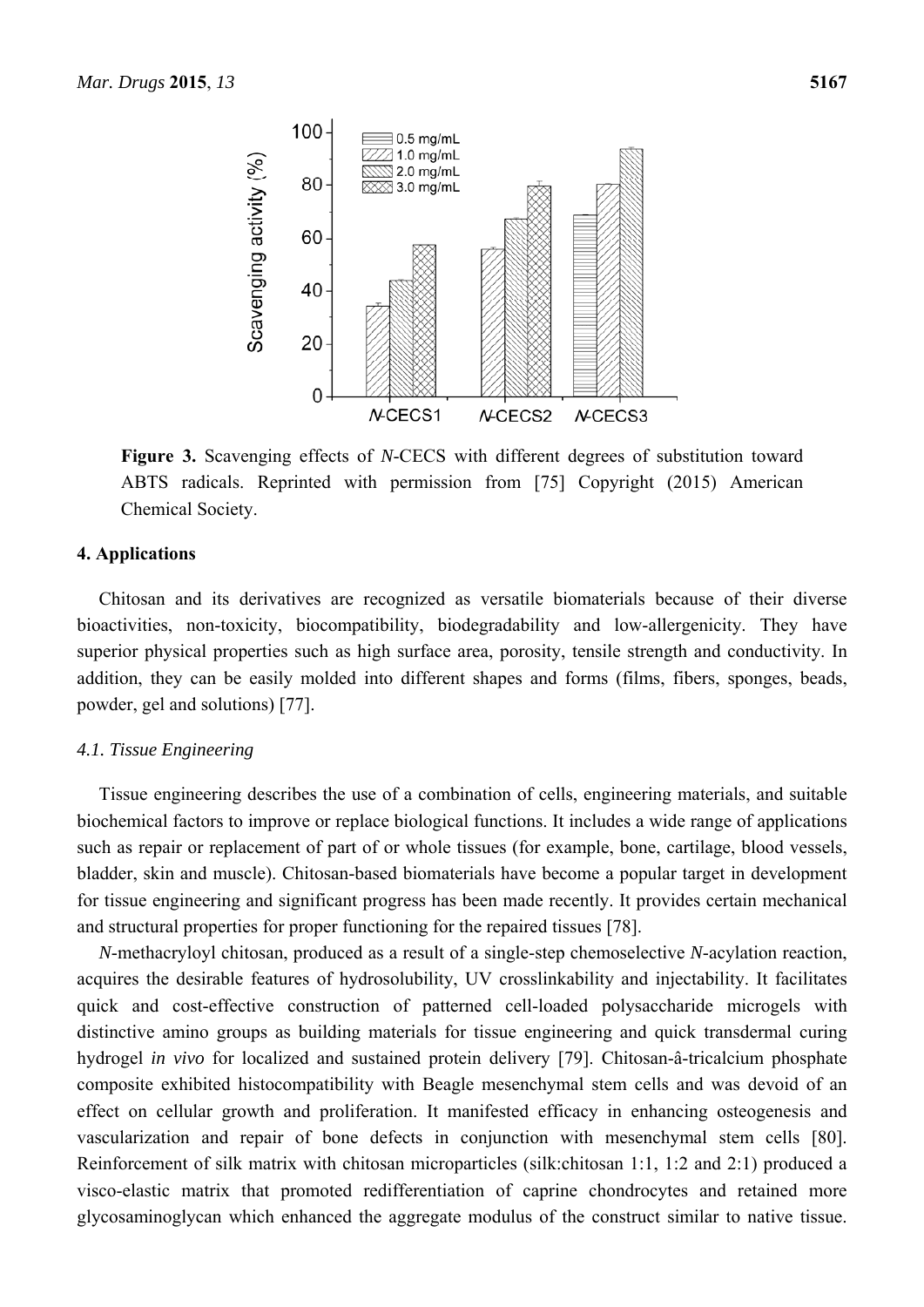**Figure 3.** Scavenging effects of *N*-CECS with different degrees of substitution toward ABTS radicals. Reprinted with permission from [75] Copyright (2015) American Chemical Society.

## 4. Applications

Chitosan and its derivatives are recognized as versatile biomaterials because of their diverse bioactivities, non-toxicity, biocompatibility, biodegradability and low-allergenicity. They have superior physical properties such as high surface area, porosity, tensile strength and conductivity. In addition, they can be easily molded into different shapes and forms (films, fibers, sponges, beads, powder, gel and solutions) [77].

### 4.1. Tissue Engineering

Tissue engineering describes the use of a combination of cells, engineering materials, and suitable biochemical factors to improve or replace biological functions. It includes a wide range of applications such as repair or replacement of part of or whole tissues (for example, bone, cartilage, blood vessels, bladder, skin and muscle). Chitosan-based biomaterials have become a popular target in development for tissue engineering and significant progress has been made recently. It provides certain mechanical and structural properties for proper functioning for the repaired tissues [78].

*N*-methacryloyl chitosan, produced as a result of a single-step chemoselective *N*-acylation reaction, acquires the desirable features of hydrosolubility, UV crosslinkability and injectability. It facilitates quick and cost-effective construction of patterned cell-loaded polysaccharide microgels with distinctive amino groups as building materials for tissue engineering and quick transdermal curing hydrogel *in vivo* for localized and sustained protein delivery [79]. Chitosan-â-tricalcium phosphate composite exhibited histocompatibility with Beagle mesenchymal stem cells and was devoid of an effect on cellular growth and proliferation. It manifested efficacy in enhancing osteogenesis and vascularization and repair of bone defects in conjunction with mesenchymal stem cells [80]. Reinforcement of silk matrix with chitosan microparticles (silk:chitosan 1:1, 1:2 and 2:1) produced a visco-elastic matrix that promoted redifferentiation of caprine chondrocytes and retained more glycosaminoglycan which enhanced the aggregate modulus of the construct similar to native tissue.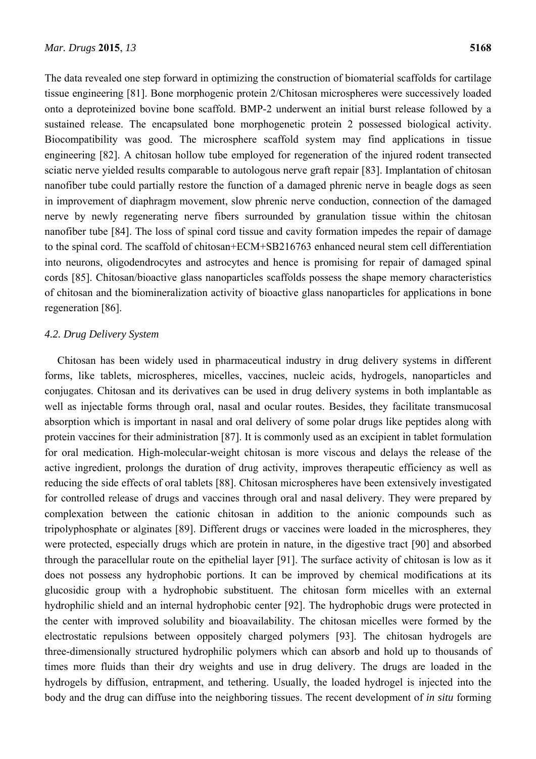The data revealed one step forward in optimizing the construction of biomaterial scaffolds for cartilage tissue engineering [81]. Bone morphogenic protein 2/Chitosan microspheres were successively loaded onto a deproteinized bovine bone scaffold. BMP-2 underwent an initial burst release followed by a sustained release. The encapsulated bone morphogenetic protein 2 possessed biological activity. Biocompatibility was good. The microsphere scaffold system may find applications in tissue engineering [82]. A chitosan hollow tube employed for regeneration of the injured rodent transected sciatic nerve yielded results comparable to autologous nerve graft repair [83]. Implantation of chitosan nanofiber tube could partially restore the function of a damaged phrenic nerve in beagle dogs as seen in improvement of diaphragm movement, slow phrenic nerve conduction, connection of the damaged nerve by newly regenerating nerve fibers surrounded by granulation tissue within the chitosan nanofiber tube [84]. The loss of spinal cord tissue and cavity formation impedes the repair of damage to the spinal cord. The scaffold of chitosan+ECM+SB216763 enhanced neural stem cell differentiation into neurons, oligodendrocytes and astrocytes and hence is promising for repair of damaged spinal cords [85]. Chitosan/bioactive glass nanoparticles scaffolds possess the shape memory characteristics of chitosan and the biomineralization activity of bioactive glass nanoparticles for applications in bone regeneration [86].

### *4.2. Drug Delivery System*

Chitosan has been widely used in pharmaceutical industry in drug delivery systems in different forms, like tablets, microspheres, micelles, vaccines, nucleic acids, hydrogels, nanoparticles and conjugates. Chitosan and its derivatives can be used in drug delivery systems in both implantable as well as injectable forms through oral, nasal and ocular routes. Besides, they facilitate transmucosal absorption which is important in nasal and oral delivery of some polar drugs like peptides along with protein vaccines for their administration [87]. It is commonly used as an excipient in tablet formulation for oral medication. High-molecular-weight chitosan is more viscous and delays the release of the active ingredient, prolongs the duration of drug activity, improves therapeutic efficiency as well as reducing the side effects of oral tablets [88]. Chitosan microspheres have been extensively investigated for controlled release of drugs and vaccines through oral and nasal delivery. They were prepared by complexation between the cationic chitosan in addition to the anionic compounds such as tripolyphosphate or alginates [89]. Different drugs or vaccines were loaded in the microspheres, they were protected, especially drugs which are protein in nature, in the digestive tract [90] and absorbed through the paracellular route on the epithelial layer [91]. The surface activity of chitosan is low as it does not possess any hydrophobic portions. It can be improved by chemical modifications at its glucosidic group with a hydrophobic substituent. The chitosan form micelles with an external hydrophilic shield and an internal hydrophobic center [92]. The hydrophobic drugs were protected in the center with improved solubility and bioavailability. The chitosan micelles were formed by the electrostatic repulsions between oppositely charged polymers [93]. The chitosan hydrogels are three-dimensionally structured hydrophilic polymers which can absorb and hold up to thousands of times more fluids than their dry weights and use in drug delivery. The drugs are loaded in the hydrogels by diffusion, entrapment, and tethering. Usually, the loaded hydrogel is injected into the body and the drug can diffuse into the neighboring tissues. The recent development of *in situ* forming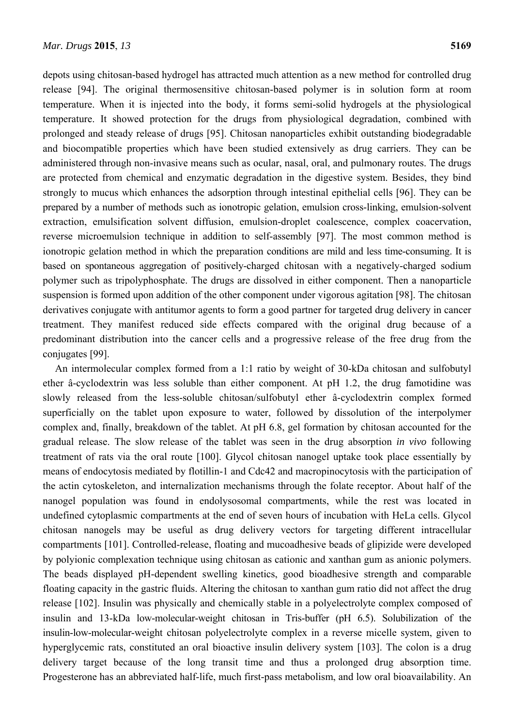depots using chitosan-based hydrogel has attracted much attention as a new method for controlled drug release [94]. The original thermosensitive chitosan-based polymer is in solution form at room temperature. When it is injected into the body, it forms semi-solid hydrogels at the physiological temperature. It showed protection for the drugs from physiological degradation, combined with prolonged and steady release of drugs [95]. Chitosan nanoparticles exhibit outstanding biodegradable and biocompatible properties which have been studied extensively as drug carriers. They can be administered through non-invasive means such as ocular, nasal, oral, and pulmonary routes. The drugs are protected from chemical and enzymatic degradation in the digestive system. Besides, they bind strongly to mucus which enhances the adsorption through intestinal epithelial cells [96]. They can be prepared by a number of methods such as ionotropic gelation, emulsion cross-linking, emulsion-solvent extraction, emulsification solvent diffusion, emulsion-droplet coalescence, complex coacervation, reverse microemulsion technique in addition to self-assembly [97]. The most common method is ionotropic gelation method in which the preparation conditions are mild and less time-consuming. It is based on spontaneous aggregation of positively-charged chitosan with a negatively-charged sodium polymer such as tripolyphosphate. The drugs are dissolved in either component. Then a nanoparticle suspension is formed upon addition of the other component under vigorous agitation [98]. The chitosan derivatives conjugate with antitumor agents to form a good partner for targeted drug delivery in cancer treatment. They manifest reduced side effects compared with the original drug because of a predominant distribution into the cancer cells and a progressive release of the free drug from the conjugates [99].

An intermolecular complex formed from a 1:1 ratio by weight of 30-kDa chitosan and sulfobutyl ether â-cyclodextrin was less soluble than either component. At pH 1.2, the drug famotidine was slowly released from the less-soluble chitosan/sulfobutyl ether â-cyclodextrin complex formed superficially on the tablet upon exposure to water, followed by dissolution of the interpolymer complex and, finally, breakdown of the tablet. At pH 6.8, gel formation by chitosan accounted for the gradual release. The slow release of the tablet was seen in the drug absorption *in vivo* following treatment of rats via the oral route [100]. Glycol chitosan nanogel uptake took place essentially by means of endocytosis mediated by flotillin-1 and Cdc42 and macropinocytosis with the participation of the actin cytoskeleton, and internalization mechanisms through the folate receptor. About half of the nanogel population was found in endolysosomal compartments, while the rest was located in undefined cytoplasmic compartments at the end of seven hours of incubation with HeLa cells. Glycol chitosan nanogels may be useful as drug delivery vectors for targeting different intracellular compartments [101]. Controlled-release, floating and mucoadhesive beads of glipizide were developed by polyionic complexation technique using chitosan as cationic and xanthan gum as anionic polymers. The beads displayed pH-dependent swelling kinetics, good bioadhesive strength and comparable floating capacity in the gastric fluids. Altering the chitosan to xanthan gum ratio did not affect the drug release [102]. Insulin was physically and chemically stable in a polyelectrolyte complex composed of insulin and 13-kDa low-molecular-weight chitosan in Tris-buffer (pH 6.5). Solubilization of the insulin-low-molecular-weight chitosan polyelectrolyte complex in a reverse micelle system, given to hyperglycemic rats, constituted an oral bioactive insulin delivery system [103]. The colon is a drug delivery target because of the long transit time and thus a prolonged drug absorption time. Progesterone has an abbreviated half-life, much first-pass metabolism, and low oral bioavailability. An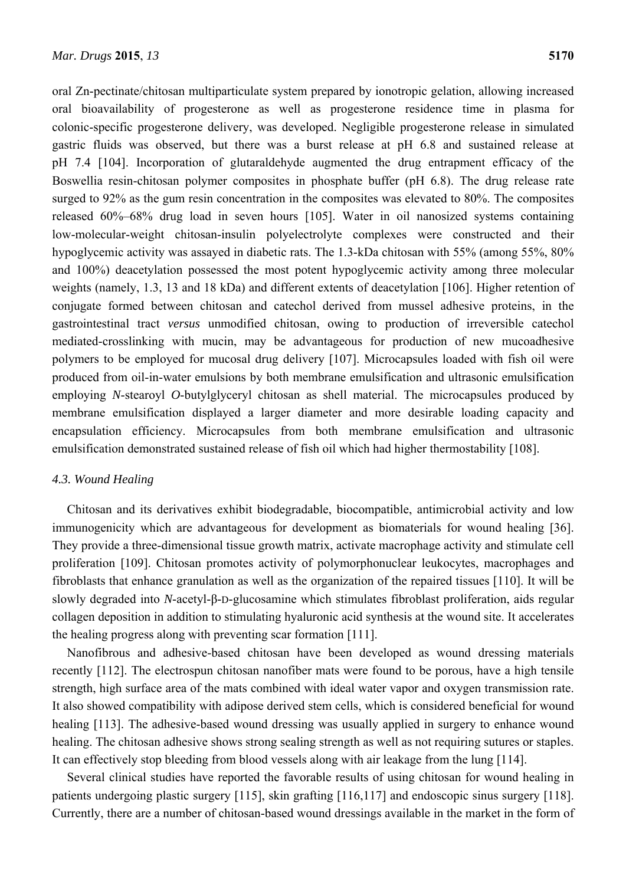oral Zn-pectinate/chitosan multiparticulate system prepared by ionotropic gelation, allowing increased oral bioavailability of progesterone as well as progesterone residence time in plasma for colonic-specific progesterone delivery, was developed. Negligible progesterone release in simulated gastric fluids was observed, but there was a burst release at pH 6.8 and sustained release at pH 7.4 [104]. Incorporation of glutaraldehyde augmented the drug entrapment efficacy of the Boswellia resin-chitosan polymer composites in phosphate buffer (pH 6.8). The drug release rate surged to 92% as the gum resin concentration in the composites was elevated to 80%. The composites released 60%–68% drug load in seven hours [105]. Water in oil nanosized systems containing low-molecular-weight chitosan-insulin polyelectrolyte complexes were constructed and their hypoglycemic activity was assayed in diabetic rats. The 1.3-kDa chitosan with 55% (among 55%, 80% and 100%) deacetylation possessed the most potent hypoglycemic activity among three molecular weights (namely, 1.3, 13 and 18 kDa) and different extents of deacetylation [106]. Higher retention of conjugate formed between chitosan and catechol derived from mussel adhesive proteins, in the gastrointestinal tract *versus* unmodified chitosan, owing to production of irreversible catechol mediated-crosslinking with mucin, may be advantageous for production of new mucoadhesive polymers to be employed for mucosal drug delivery [107]. Microcapsules loaded with fish oil were produced from oil-in-water emulsions by both membrane emulsification and ultrasonic emulsification employing *N*-stearoyl *O*-butylglyceryl chitosan as shell material. The microcapsules produced by membrane emulsification displayed a larger diameter and more desirable loading capacity and encapsulation efficiency. Microcapsules from both membrane emulsification and ultrasonic emulsification demonstrated sustained release of fish oil which had higher thermostability [108].

### *4.3. Wound Healing*

Chitosan and its derivatives exhibit biodegradable, biocompatible, antimicrobial activity and low immunogenicity which are advantageous for development as biomaterials for wound healing [36]. They provide a three-dimensional tissue growth matrix, activate macrophage activity and stimulate cell proliferation [109]. Chitosan promotes activity of polymorphonuclear leukocytes, macrophages and fibroblasts that enhance granulation as well as the organization of the repaired tissues [110]. It will be slowly degraded into *N*-acetyl-β-D-glucosamine which stimulates fibroblast proliferation, aids regular collagen deposition in addition to stimulating hyaluronic acid synthesis at the wound site. It accelerates the healing progress along with preventing scar formation [111].

Nanofibrous and adhesive-based chitosan have been developed as wound dressing materials recently [112]. The electrospun chitosan nanofiber mats were found to be porous, have a high tensile strength, high surface area of the mats combined with ideal water vapor and oxygen transmission rate. It also showed compatibility with adipose derived stem cells, which is considered beneficial for wound healing [113]. The adhesive-based wound dressing was usually applied in surgery to enhance wound healing. The chitosan adhesive shows strong sealing strength as well as not requiring sutures or staples. It can effectively stop bleeding from blood vessels along with air leakage from the lung [114].

Several clinical studies have reported the favorable results of using chitosan for wound healing in patients undergoing plastic surgery [115], skin grafting [116,117] and endoscopic sinus surgery [118]. Currently, there are a number of chitosan-based wound dressings available in the market in the form of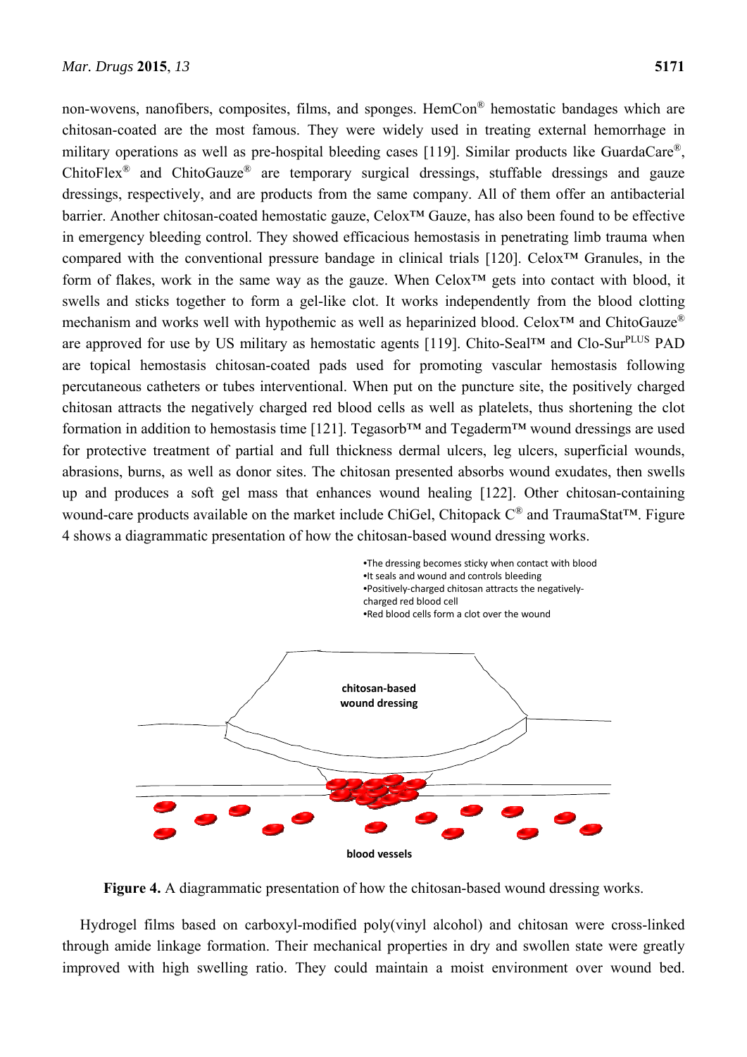non-wovens, nanofibers, composites, films, and sponges. HemCon® hemostatic bandages which are chitosan-coated are the most famous. They were widely used in treating external hemorrhage in military operations as well as pre-hospital bleeding cases [119]. Similar products like GuardaCare®, ChitoFlex® and ChitoGauze® are temporary surgical dressings, stuffable dressings and gauze dressings, respectively, and are products from the same company. All of them offer an antibacterial barrier. Another chitosan-coated hemostatic gauze, Celox™ Gauze, has also been found to be effective in emergency bleeding control. They showed efficacious hemostasis in penetrating limb trauma when compared with the conventional pressure bandage in clinical trials [120]. Celox™ Granules, in the form of flakes, work in the same way as the gauze. When Celox™ gets into contact with blood, it swells and sticks together to form a gel-like clot. It works independently from the blood clotting mechanism and works well with hypothemic as well as heparinized blood. Celox™ and ChitoGauze® are approved for use by US military as hemostatic agents [119]. Chito-Seal™ and Clo-Sur$^{PLUS}$ PAD are topical hemostasis chitosan-coated pads used for promoting vascular hemostasis following percutaneous catheters or tubes interventional. When put on the puncture site, the positively charged chitosan attracts the negatively charged red blood cells as well as platelets, thus shortening the clot formation in addition to hemostasis time [121]. Tegasorb™ and Tegaderm™ wound dressings are used for protective treatment of partial and full thickness dermal ulcers, leg ulcers, superficial wounds, abrasions, burns, as well as donor sites. The chitosan presented absorbs wound exudates, then swells up and produces a soft gel mass that enhances wound healing [122]. Other chitosan-containing wound-care products available on the market include ChiGel, Chitopack C® and TraumaStat™. Figure 4 shows a diagrammatic presentation of how the chitosan-based wound dressing works.

- The dressing becomes sticky when contact with blood
- It seals and wound and controls bleeding
- Positively-charged chitosan attracts the negatively-charged red blood cell
- Red blood cells form a clot over the wound

chitosan-based wound dressing

blood vessels

**Figure 4.** A diagrammatic presentation of how the chitosan-based wound dressing works.

Hydrogel films based on carboxyl-modified poly(vinyl alcohol) and chitosan were cross-linked through amide linkage formation. Their mechanical properties in dry and swollen state were greatly improved with high swelling ratio. They could maintain a moist environment over wound bed.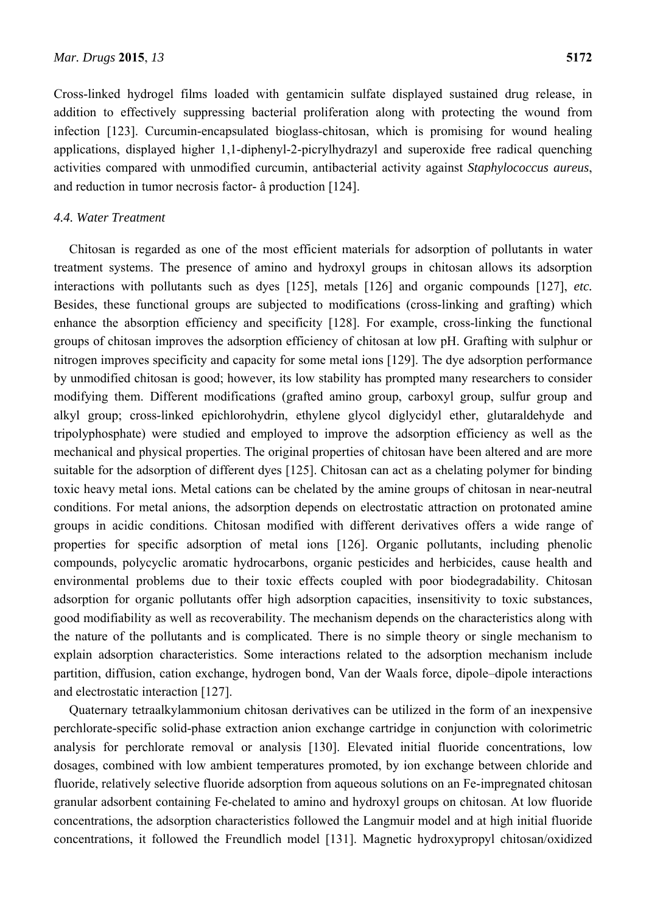Cross-linked hydrogel films loaded with gentamicin sulfate displayed sustained drug release, in addition to effectively suppressing bacterial proliferation along with protecting the wound from infection [123]. Curcumin-encapsulated bioglass-chitosan, which is promising for wound healing applications, displayed higher 1,1-diphenyl-2-picrylhydrazyl and superoxide free radical quenching activities compared with unmodified curcumin, antibacterial activity against *Staphylococcus aureus*, and reduction in tumor necrosis factor- â production [124].

### *4.4. Water Treatment*

Chitosan is regarded as one of the most efficient materials for adsorption of pollutants in water treatment systems. The presence of amino and hydroxyl groups in chitosan allows its adsorption interactions with pollutants such as dyes [125], metals [126] and organic compounds [127], *etc.* Besides, these functional groups are subjected to modifications (cross-linking and grafting) which enhance the absorption efficiency and specificity [128]. For example, cross-linking the functional groups of chitosan improves the adsorption efficiency of chitosan at low pH. Grafting with sulphur or nitrogen improves specificity and capacity for some metal ions [129]. The dye adsorption performance by unmodified chitosan is good; however, its low stability has prompted many researchers to consider modifying them. Different modifications (grafted amino group, carboxyl group, sulfur group and alkyl group; cross-linked epichlorohydrin, ethylene glycol diglycidyl ether, glutaraldehyde and tripolyphosphate) were studied and employed to improve the adsorption efficiency as well as the mechanical and physical properties. The original properties of chitosan have been altered and are more suitable for the adsorption of different dyes [125]. Chitosan can act as a chelating polymer for binding toxic heavy metal ions. Metal cations can be chelated by the amine groups of chitosan in near-neutral conditions. For metal anions, the adsorption depends on electrostatic attraction on protonated amine groups in acidic conditions. Chitosan modified with different derivatives offers a wide range of properties for specific adsorption of metal ions [126]. Organic pollutants, including phenolic compounds, polycyclic aromatic hydrocarbons, organic pesticides and herbicides, cause health and environmental problems due to their toxic effects coupled with poor biodegradability. Chitosan adsorption for organic pollutants offer high adsorption capacities, insensitivity to toxic substances, good modifiability as well as recoverability. The mechanism depends on the characteristics along with the nature of the pollutants and is complicated. There is no simple theory or single mechanism to explain adsorption characteristics. Some interactions related to the adsorption mechanism include partition, diffusion, cation exchange, hydrogen bond, Van der Waals force, dipole–dipole interactions and electrostatic interaction [127].

Quaternary tetraalkylammonium chitosan derivatives can be utilized in the form of an inexpensive perchlorate-specific solid-phase extraction anion exchange cartridge in conjunction with colorimetric analysis for perchlorate removal or analysis [130]. Elevated initial fluoride concentrations, low dosages, combined with low ambient temperatures promoted, by ion exchange between chloride and fluoride, relatively selective fluoride adsorption from aqueous solutions on an Fe-impregnated chitosan granular adsorbent containing Fe-chelated to amino and hydroxyl groups on chitosan. At low fluoride concentrations, the adsorption characteristics followed the Langmuir model and at high initial fluoride concentrations, it followed the Freundlich model [131]. Magnetic hydroxypropyl chitosan/oxidized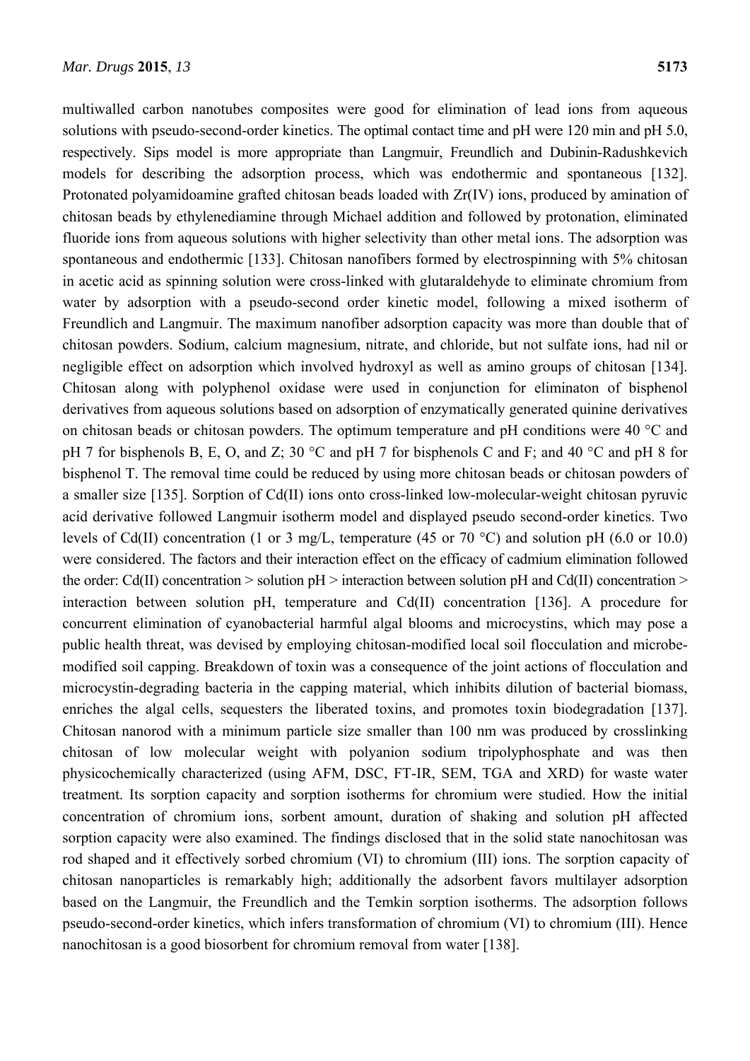multiwalled carbon nanotubes composites were good for elimination of lead ions from aqueous solutions with pseudo-second-order kinetics. The optimal contact time and pH were 120 min and pH 5.0, respectively. Sips model is more appropriate than Langmuir, Freundlich and Dubinin-Radushkevich models for describing the adsorption process, which was endothermic and spontaneous [132]. Protonated polyamidoamine grafted chitosan beads loaded with Zr(IV) ions, produced by amination of chitosan beads by ethylenediamine through Michael addition and followed by protonation, eliminated fluoride ions from aqueous solutions with higher selectivity than other metal ions. The adsorption was spontaneous and endothermic [133]. Chitosan nanofibers formed by electrospinning with 5% chitosan in acetic acid as spinning solution were cross-linked with glutaraldehyde to eliminate chromium from water by adsorption with a pseudo-second order kinetic model, following a mixed isotherm of Freundlich and Langmuir. The maximum nanofiber adsorption capacity was more than double that of chitosan powders. Sodium, calcium magnesium, nitrate, and chloride, but not sulfate ions, had nil or negligible effect on adsorption which involved hydroxyl as well as amino groups of chitosan [134]. Chitosan along with polyphenol oxidase were used in conjunction for eliminaton of bisphenol derivatives from aqueous solutions based on adsorption of enzymatically generated quinine derivatives on chitosan beads or chitosan powders. The optimum temperature and pH conditions were 40 °C and pH 7 for bisphenols B, E, O, and Z; 30 °C and pH 7 for bisphenols C and F; and 40 °C and pH 8 for bisphenol T. The removal time could be reduced by using more chitosan beads or chitosan powders of a smaller size [135]. Sorption of Cd(II) ions onto cross-linked low-molecular-weight chitosan pyruvic acid derivative followed Langmuir isotherm model and displayed pseudo second-order kinetics. Two levels of Cd(II) concentration (1 or 3 mg/L, temperature (45 or 70 °C) and solution pH (6.0 or 10.0) were considered. The factors and their interaction effect on the efficacy of cadmium elimination followed the order: Cd(II) concentration > solution pH > interaction between solution pH and Cd(II) concentration > interaction between solution pH, temperature and Cd(II) concentration [136]. A procedure for concurrent elimination of cyanobacterial harmful algal blooms and microcystins, which may pose a public health threat, was devised by employing chitosan-modified local soil flocculation and microbe-modified soil capping. Breakdown of toxin was a consequence of the joint actions of flocculation and microcystin-degrading bacteria in the capping material, which inhibits dilution of bacterial biomass, enriches the algal cells, sequesters the liberated toxins, and promotes toxin biodegradation [137]. Chitosan nanorod with a minimum particle size smaller than 100 nm was produced by crosslinking chitosan of low molecular weight with polyanion sodium tripolyphosphate and was then physicochemically characterized (using AFM, DSC, FT-IR, SEM, TGA and XRD) for waste water treatment. Its sorption capacity and sorption isotherms for chromium were studied. How the initial concentration of chromium ions, sorbent amount, duration of shaking and solution pH affected sorption capacity were also examined. The findings disclosed that in the solid state nanochitosan was rod shaped and it effectively sorbed chromium (VI) to chromium (III) ions. The sorption capacity of chitosan nanoparticles is remarkably high; additionally the adsorbent favors multilayer adsorption based on the Langmuir, the Freundlich and the Temkin sorption isotherms. The adsorption follows pseudo-second-order kinetics, which infers transformation of chromium (VI) to chromium (III). Hence nanochitosan is a good biosorbent for chromium removal from water [138].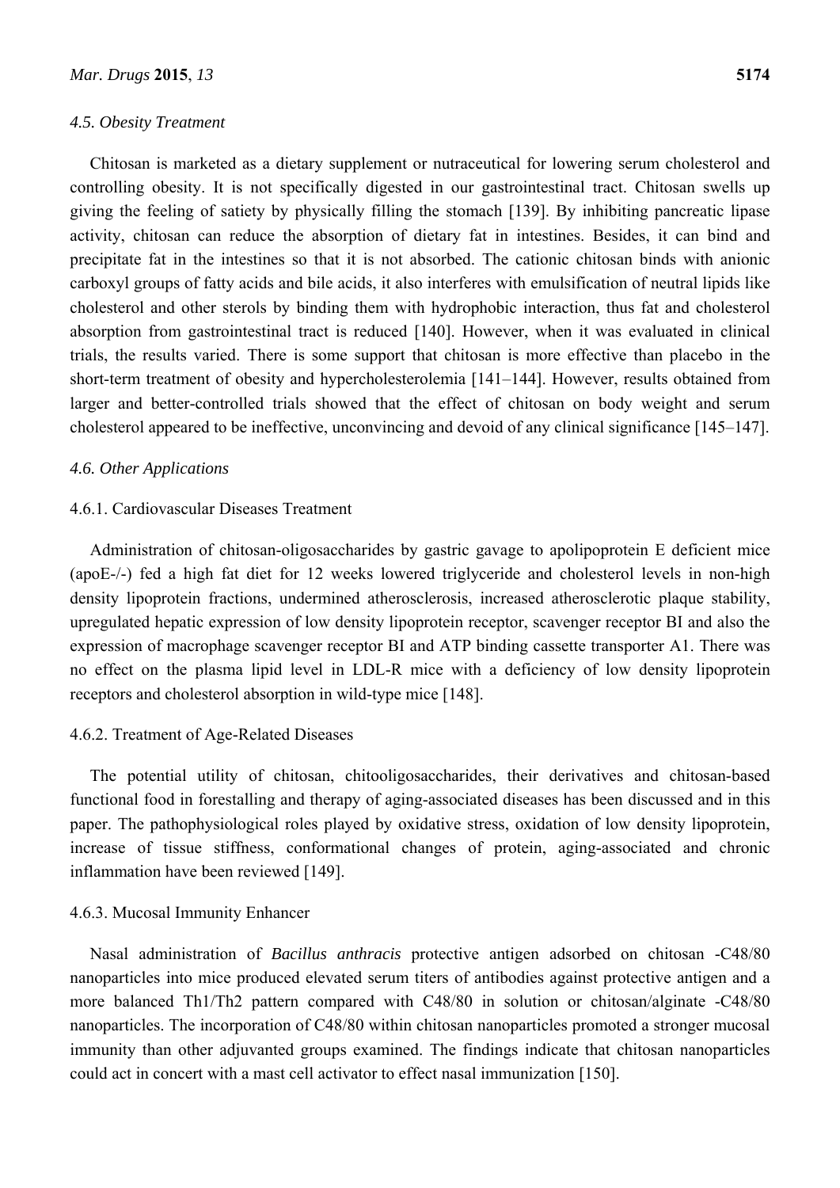### *4.5. Obesity Treatment*

Chitosan is marketed as a dietary supplement or nutraceutical for lowering serum cholesterol and controlling obesity. It is not specifically digested in our gastrointestinal tract. Chitosan swells up giving the feeling of satiety by physically filling the stomach [139]. By inhibiting pancreatic lipase activity, chitosan can reduce the absorption of dietary fat in intestines. Besides, it can bind and precipitate fat in the intestines so that it is not absorbed. The cationic chitosan binds with anionic carboxyl groups of fatty acids and bile acids, it also interferes with emulsification of neutral lipids like cholesterol and other sterols by binding them with hydrophobic interaction, thus fat and cholesterol absorption from gastrointestinal tract is reduced [140]. However, when it was evaluated in clinical trials, the results varied. There is some support that chitosan is more effective than placebo in the short-term treatment of obesity and hypercholesterolemia [141–144]. However, results obtained from larger and better-controlled trials showed that the effect of chitosan on body weight and serum cholesterol appeared to be ineffective, unconvincing and devoid of any clinical significance [145–147].

### *4.6. Other Applications*

#### 4.6.1. Cardiovascular Diseases Treatment

Administration of chitosan-oligosaccharides by gastric gavage to apolipoprotein E deficient mice (apoE-/-) fed a high fat diet for 12 weeks lowered triglyceride and cholesterol levels in non-high density lipoprotein fractions, undermined atherosclerosis, increased atherosclerotic plaque stability, upregulated hepatic expression of low density lipoprotein receptor, scavenger receptor BI and also the expression of macrophage scavenger receptor BI and ATP binding cassette transporter A1. There was no effect on the plasma lipid level in LDL-R mice with a deficiency of low density lipoprotein receptors and cholesterol absorption in wild-type mice [148].

#### 4.6.2. Treatment of Age-Related Diseases

The potential utility of chitosan, chitooligosaccharides, their derivatives and chitosan-based functional food in forestalling and therapy of aging-associated diseases has been discussed and in this paper. The pathophysiological roles played by oxidative stress, oxidation of low density lipoprotein, increase of tissue stiffness, conformational changes of protein, aging-associated and chronic inflammation have been reviewed [149].

#### 4.6.3. Mucosal Immunity Enhancer

Nasal administration of *Bacillus anthracis* protective antigen adsorbed on chitosan -C48/80 nanoparticles into mice produced elevated serum titers of antibodies against protective antigen and a more balanced Th1/Th2 pattern compared with C48/80 in solution or chitosan/alginate -C48/80 nanoparticles. The incorporation of C48/80 within chitosan nanoparticles promoted a stronger mucosal immunity than other adjuvanted groups examined. The findings indicate that chitosan nanoparticles could act in concert with a mast cell activator to effect nasal immunization [150].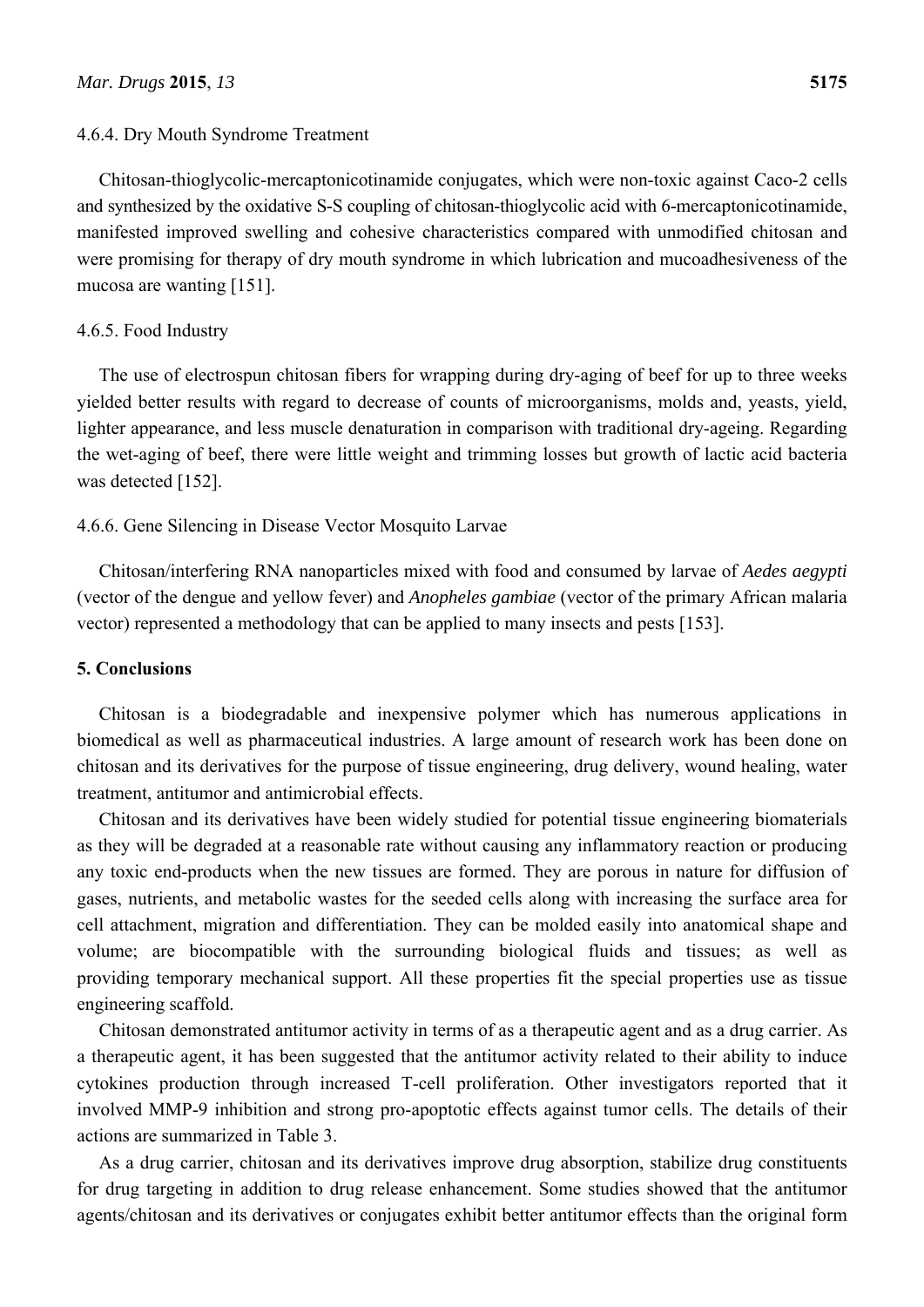#### 4.6.4. Dry Mouth Syndrome Treatment

Chitosan-thioglycolic-mercaptonicotinamide conjugates, which were non-toxic against Caco-2 cells and synthesized by the oxidative S-S coupling of chitosan-thioglycolic acid with 6-mercaptonicotinamide, manifested improved swelling and cohesive characteristics compared with unmodified chitosan and were promising for therapy of dry mouth syndrome in which lubrication and mucoadhesiveness of the mucosa are wanting [151].

#### 4.6.5. Food Industry

The use of electrospun chitosan fibers for wrapping during dry-aging of beef for up to three weeks yielded better results with regard to decrease of counts of microorganisms, molds and, yeasts, yield, lighter appearance, and less muscle denaturation in comparison with traditional dry-ageing. Regarding the wet-aging of beef, there were little weight and trimming losses but growth of lactic acid bacteria was detected [152].

#### 4.6.6. Gene Silencing in Disease Vector Mosquito Larvae

Chitosan/interfering RNA nanoparticles mixed with food and consumed by larvae of *Aedes aegypti* (vector of the dengue and yellow fever) and *Anopheles gambiae* (vector of the primary African malaria vector) represented a methodology that can be applied to many insects and pests [153].

## 5. Conclusions

Chitosan is a biodegradable and inexpensive polymer which has numerous applications in biomedical as well as pharmaceutical industries. A large amount of research work has been done on chitosan and its derivatives for the purpose of tissue engineering, drug delivery, wound healing, water treatment, antitumor and antimicrobial effects.

Chitosan and its derivatives have been widely studied for potential tissue engineering biomaterials as they will be degraded at a reasonable rate without causing any inflammatory reaction or producing any toxic end-products when the new tissues are formed. They are porous in nature for diffusion of gases, nutrients, and metabolic wastes for the seeded cells along with increasing the surface area for cell attachment, migration and differentiation. They can be molded easily into anatomical shape and volume; are biocompatible with the surrounding biological fluids and tissues; as well as providing temporary mechanical support. All these properties fit the special properties use as tissue engineering scaffold.

Chitosan demonstrated antitumor activity in terms of as a therapeutic agent and as a drug carrier. As a therapeutic agent, it has been suggested that the antitumor activity related to their ability to induce cytokines production through increased T-cell proliferation. Other investigators reported that it involved MMP-9 inhibition and strong pro-apoptotic effects against tumor cells. The details of their actions are summarized in Table 3.

As a drug carrier, chitosan and its derivatives improve drug absorption, stabilize drug constituents for drug targeting in addition to drug release enhancement. Some studies showed that the antitumor agents/chitosan and its derivatives or conjugates exhibit better antitumor effects than the original form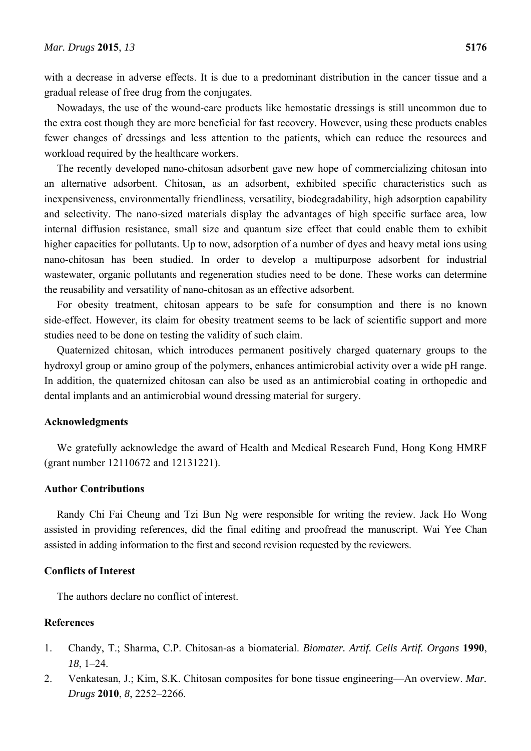with a decrease in adverse effects. It is due to a predominant distribution in the cancer tissue and a gradual release of free drug from the conjugates.

Nowadays, the use of the wound-care products like hemostatic dressings is still uncommon due to the extra cost though they are more beneficial for fast recovery. However, using these products enables fewer changes of dressings and less attention to the patients, which can reduce the resources and workload required by the healthcare workers.

The recently developed nano-chitosan adsorbent gave new hope of commercializing chitosan into an alternative adsorbent. Chitosan, as an adsorbent, exhibited specific characteristics such as inexpensiveness, environmentally friendliness, versatility, biodegradability, high adsorption capability and selectivity. The nano-sized materials display the advantages of high specific surface area, low internal diffusion resistance, small size and quantum size effect that could enable them to exhibit higher capacities for pollutants. Up to now, adsorption of a number of dyes and heavy metal ions using nano-chitosan has been studied. In order to develop a multipurpose adsorbent for industrial wastewater, organic pollutants and regeneration studies need to be done. These works can determine the reusability and versatility of nano-chitosan as an effective adsorbent.

For obesity treatment, chitosan appears to be safe for consumption and there is no known side-effect. However, its claim for obesity treatment seems to be lack of scientific support and more studies need to be done on testing the validity of such claim.

Quaternized chitosan, which introduces permanent positively charged quaternary groups to the hydroxyl group or amino group of the polymers, enhances antimicrobial activity over a wide pH range. In addition, the quaternized chitosan can also be used as an antimicrobial coating in orthopedic and dental implants and an antimicrobial wound dressing material for surgery.

## Acknowledgments

We gratefully acknowledge the award of Health and Medical Research Fund, Hong Kong HMRF (grant number 12110672 and 12131221).

## Author Contributions

Randy Chi Fai Cheung and Tzi Bun Ng were responsible for writing the review. Jack Ho Wong assisted in providing references, did the final editing and proofread the manuscript. Wai Yee Chan assisted in adding information to the first and second revision requested by the reviewers.

## Conflicts of Interest

The authors declare no conflict of interest.

## References

1. Chandy, T.; Sharma, C.P. Chitosan-as a biomaterial. *Biomater. Artif. Cells Artif. Organs* **1990**, *18*, 1–24.
2. Venkatesan, J.; Kim, S.K. Chitosan composites for bone tissue engineering—An overview. *Mar. Drugs* **2010**, *8*, 2252–2266.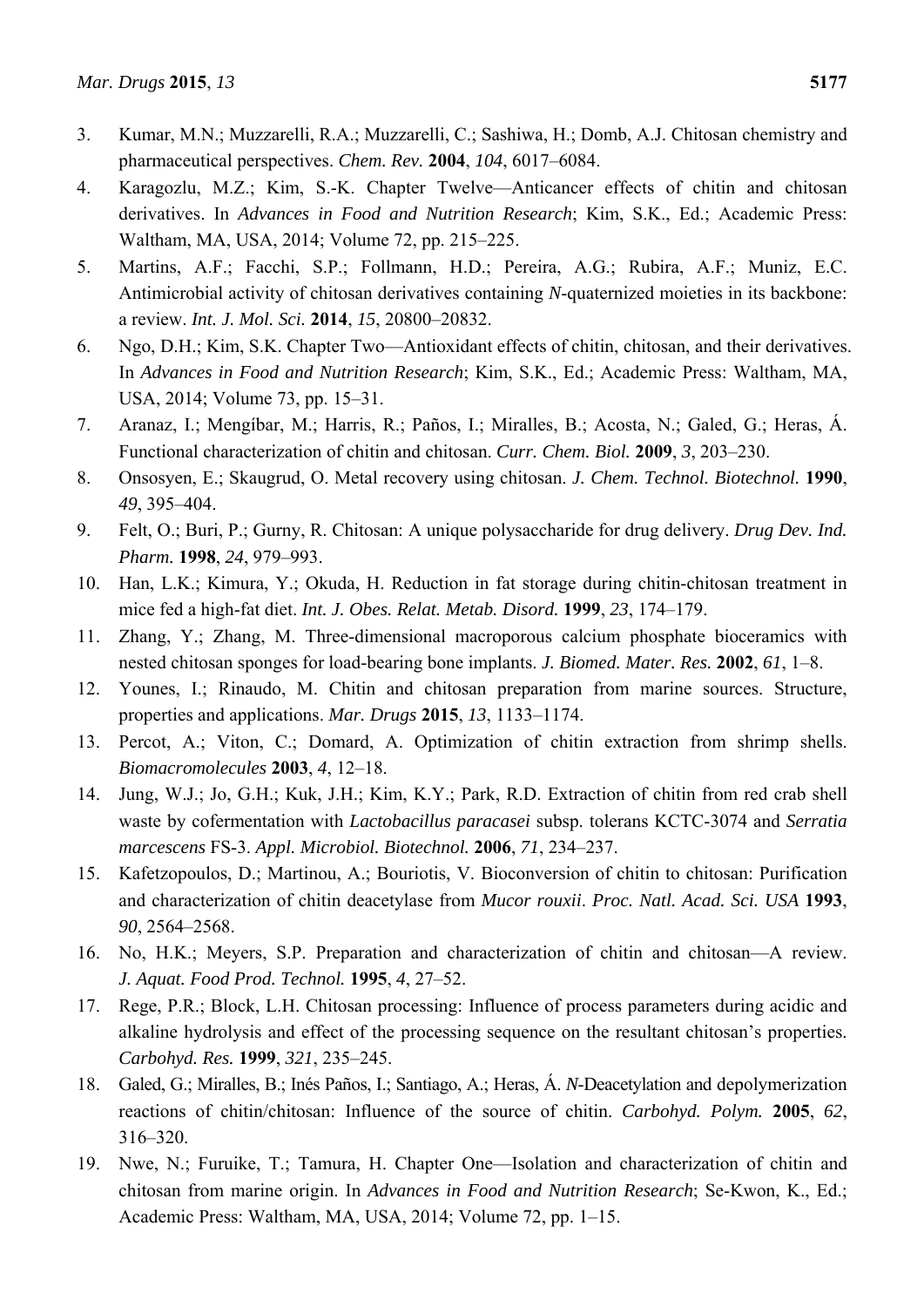3. Kumar, M.N.; Muzzarelli, R.A.; Muzzarelli, C.; Sashiwa, H.; Domb, A.J. Chitosan chemistry and pharmaceutical perspectives. *Chem. Rev.* **2004**, *104*, 6017–6084.
4. Karagozlu, M.Z.; Kim, S.-K. Chapter Twelve—Anticancer effects of chitin and chitosan derivatives. In *Advances in Food and Nutrition Research*; Kim, S.K., Ed.; Academic Press: Waltham, MA, USA, 2014; Volume 72, pp. 215–225.
5. Martins, A.F.; Facchi, S.P.; Follmann, H.D.; Pereira, A.G.; Rubira, A.F.; Muniz, E.C. Antimicrobial activity of chitosan derivatives containing *N*-quaternized moieties in its backbone: a review. *Int. J. Mol. Sci.* **2014**, *15*, 20800–20832.
6. Ngo, D.H.; Kim, S.K. Chapter Two—Antioxidant effects of chitin, chitosan, and their derivatives. In *Advances in Food and Nutrition Research*; Kim, S.K., Ed.; Academic Press: Waltham, MA, USA, 2014; Volume 73, pp. 15–31.
7. Aranaz, I.; Mengíbar, M.; Harris, R.; Paños, I.; Miralles, B.; Acosta, N.; Galed, G.; Heras, Á. Functional characterization of chitin and chitosan. *Curr. Chem. Biol.* **2009**, *3*, 203–230.
8. Onsosyen, E.; Skaugrud, O. Metal recovery using chitosan. *J. Chem. Technol. Biotechnol.* **1990**, *49*, 395–404.
9. Felt, O.; Buri, P.; Gurny, R. Chitosan: A unique polysaccharide for drug delivery. *Drug Dev. Ind. Pharm.* **1998**, *24*, 979–993.
10. Han, L.K.; Kimura, Y.; Okuda, H. Reduction in fat storage during chitin-chitosan treatment in mice fed a high-fat diet. *Int. J. Obes. Relat. Metab. Disord.* **1999**, *23*, 174–179.
11. Zhang, Y.; Zhang, M. Three-dimensional macroporous calcium phosphate bioceramics with nested chitosan sponges for load-bearing bone implants. *J. Biomed. Mater. Res.* **2002**, *61*, 1–8.
12. Younes, I.; Rinaudo, M. Chitin and chitosan preparation from marine sources. Structure, properties and applications. *Mar. Drugs* **2015**, *13*, 1133–1174.
13. Percot, A.; Viton, C.; Domard, A. Optimization of chitin extraction from shrimp shells. *Biomacromolecules* **2003**, *4*, 12–18.
14. Jung, W.J.; Jo, G.H.; Kuk, J.H.; Kim, K.Y.; Park, R.D. Extraction of chitin from red crab shell waste by cofermentation with *Lactobacillus paracasei* subsp. tolerans KCTC-3074 and *Serratia marcescens* FS-3. *Appl. Microbiol. Biotechnol.* **2006**, *71*, 234–237.
15. Kafetzopoulos, D.; Martinou, A.; Bouriotis, V. Bioconversion of chitin to chitosan: Purification and characterization of chitin deacetylase from *Mucor rouxii*. *Proc. Natl. Acad. Sci. USA* **1993**, *90*, 2564–2568.
16. No, H.K.; Meyers, S.P. Preparation and characterization of chitin and chitosan—A review. *J. Aquat. Food Prod. Technol.* **1995**, *4*, 27–52.
17. Rege, P.R.; Block, L.H. Chitosan processing: Influence of process parameters during acidic and alkaline hydrolysis and effect of the processing sequence on the resultant chitosan's properties. *Carbohyd. Res.* **1999**, *321*, 235–245.
18. Galed, G.; Miralles, B.; Inés Paños, I.; Santiago, A.; Heras, Á. *N*-Deacetylation and depolymerization reactions of chitin/chitosan: Influence of the source of chitin. *Carbohyd. Polym.* **2005**, *62*, 316–320.
19. Nwe, N.; Furuike, T.; Tamura, H. Chapter One—Isolation and characterization of chitin and chitosan from marine origin. In *Advances in Food and Nutrition Research*; Se-Kwon, K., Ed.; Academic Press: Waltham, MA, USA, 2014; Volume 72, pp. 1–15.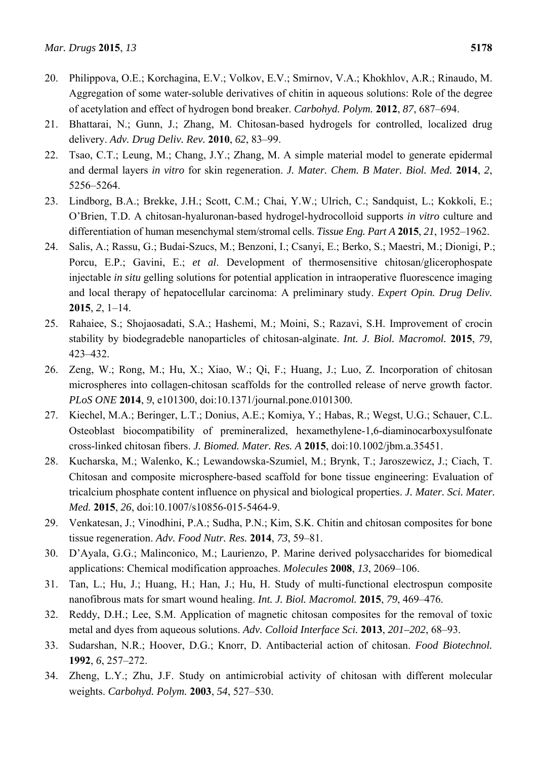20. Philippova, O.E.; Korchagina, E.V.; Volkov, E.V.; Smirnov, V.A.; Khokhlov, A.R.; Rinaudo, M. Aggregation of some water-soluble derivatives of chitin in aqueous solutions: Role of the degree of acetylation and effect of hydrogen bond breaker. *Carbohyd. Polym.* **2012**, *87*, 687–694.
21. Bhattarai, N.; Gunn, J.; Zhang, M. Chitosan-based hydrogels for controlled, localized drug delivery. *Adv. Drug Deliv. Rev.* **2010**, *62*, 83–99.
22. Tsao, C.T.; Leung, M.; Chang, J.Y.; Zhang, M. A simple material model to generate epidermal and dermal layers *in vitro* for skin regeneration. *J. Mater. Chem. B Mater. Biol. Med.* **2014**, *2*, 5256–5264.
23. Lindborg, B.A.; Brekke, J.H.; Scott, C.M.; Chai, Y.W.; Ulrich, C.; Sandquist, L.; Kokkoli, E.; O'Brien, T.D. A chitosan-hyaluronan-based hydrogel-hydrocolloid supports *in vitro* culture and differentiation of human mesenchymal stem/stromal cells. *Tissue Eng. Part A* **2015**, *21*, 1952–1962.
24. Salis, A.; Rassu, G.; Budai-Szucs, M.; Benzoni, I.; Csanyi, E.; Berko, S.; Maestri, M.; Dionigi, P.; Porcu, E.P.; Gavini, E.; *et al*. Development of thermosensitive chitosan/glicerophospate injectable *in situ* gelling solutions for potential application in intraoperative fluorescence imaging and local therapy of hepatocellular carcinoma: A preliminary study. *Expert Opin. Drug Deliv.* **2015**, *2*, 1–14.
25. Rahaiee, S.; Shojaosadati, S.A.; Hashemi, M.; Moini, S.; Razavi, S.H. Improvement of crocin stability by biodegradeble nanoparticles of chitosan-alginate. *Int. J. Biol. Macromol.* **2015**, *79*, 423–432.
26. Zeng, W.; Rong, M.; Hu, X.; Xiao, W.; Qi, F.; Huang, J.; Luo, Z. Incorporation of chitosan microspheres into collagen-chitosan scaffolds for the controlled release of nerve growth factor. *PLoS ONE* **2014**, *9*, e101300, doi:10.1371/journal.pone.0101300.
27. Kiechel, M.A.; Beringer, L.T.; Donius, A.E.; Komiya, Y.; Habas, R.; Wegst, U.G.; Schauer, C.L. Osteoblast biocompatibility of premineralized, hexamethylene-1,6-diaminocarboxysulfonate cross-linked chitosan fibers. *J. Biomed. Mater. Res. A* **2015**, doi:10.1002/jbm.a.35451.
28. Kucharska, M.; Walenko, K.; Lewandowska-Szumiel, M.; Brynk, T.; Jaroszewicz, J.; Ciach, T. Chitosan and composite microsphere-based scaffold for bone tissue engineering: Evaluation of tricalcium phosphate content influence on physical and biological properties. *J. Mater. Sci. Mater. Med.* **2015**, *26*, doi:10.1007/s10856-015-5464-9.
29. Venkatesan, J.; Vinodhini, P.A.; Sudha, P.N.; Kim, S.K. Chitin and chitosan composites for bone tissue regeneration. *Adv. Food Nutr. Res.* **2014**, *73*, 59–81.
30. D'Ayala, G.G.; Malinconico, M.; Laurienzo, P. Marine derived polysaccharides for biomedical applications: Chemical modification approaches. *Molecules* **2008**, *13*, 2069–106.
31. Tan, L.; Hu, J.; Huang, H.; Han, J.; Hu, H. Study of multi-functional electrospun composite nanofibrous mats for smart wound healing. *Int. J. Biol. Macromol.* **2015**, *79*, 469–476.
32. Reddy, D.H.; Lee, S.M. Application of magnetic chitosan composites for the removal of toxic metal and dyes from aqueous solutions. *Adv. Colloid Interface Sci.* **2013**, *201–202*, 68–93.
33. Sudarshan, N.R.; Hoover, D.G.; Knorr, D. Antibacterial action of chitosan. *Food Biotechnol.* **1992**, *6*, 257–272.
34. Zheng, L.Y.; Zhu, J.F. Study on antimicrobial activity of chitosan with different molecular weights. *Carbohyd. Polym.* **2003**, *54*, 527–530.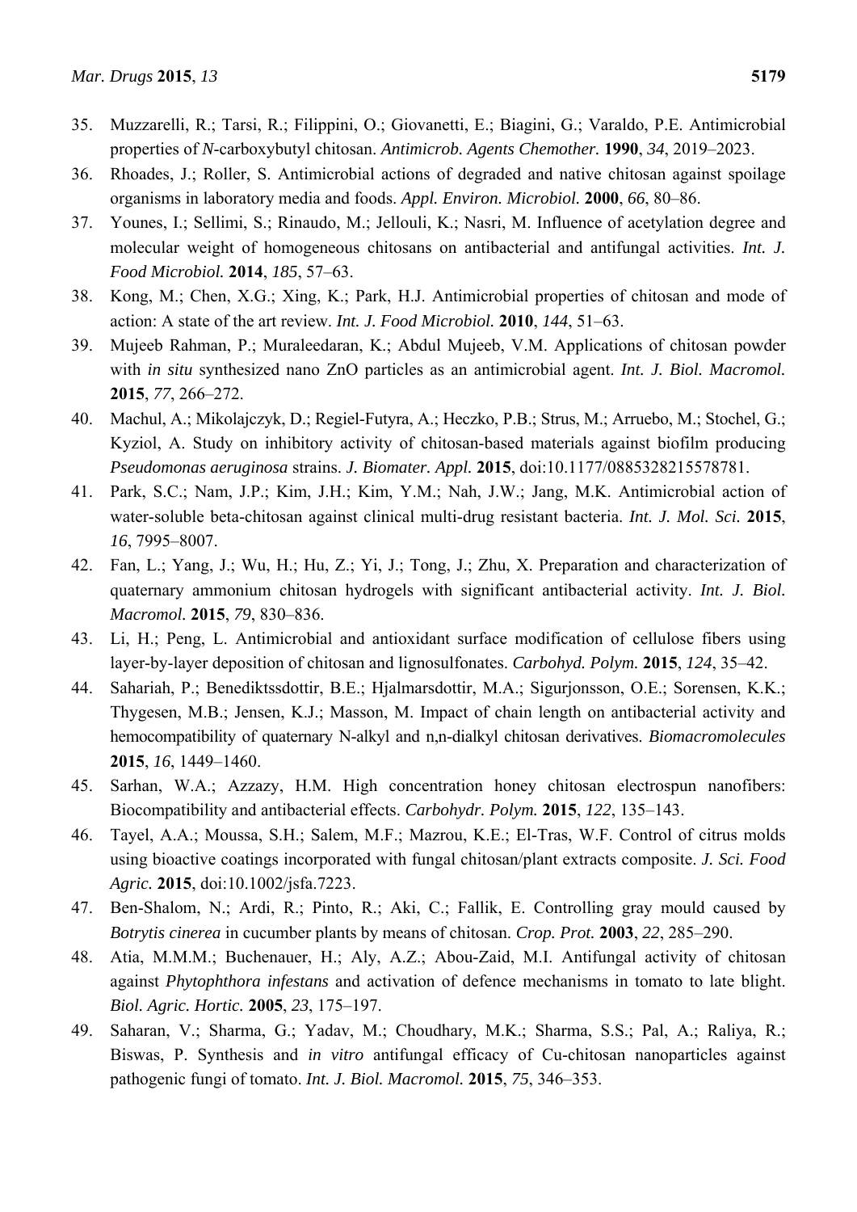35. Muzzarelli, R.; Tarsi, R.; Filippini, O.; Giovanetti, E.; Biagini, G.; Varaldo, P.E. Antimicrobial properties of *N*-carboxybutyl chitosan. *Antimicrob. Agents Chemother.* **1990**, *34*, 2019–2023.
36. Rhoades, J.; Roller, S. Antimicrobial actions of degraded and native chitosan against spoilage organisms in laboratory media and foods. *Appl. Environ. Microbiol.* **2000**, *66*, 80–86.
37. Younes, I.; Sellimi, S.; Rinaudo, M.; Jellouli, K.; Nasri, M. Influence of acetylation degree and molecular weight of homogeneous chitosans on antibacterial and antifungal activities. *Int. J. Food Microbiol.* **2014**, *185*, 57–63.
38. Kong, M.; Chen, X.G.; Xing, K.; Park, H.J. Antimicrobial properties of chitosan and mode of action: A state of the art review. *Int. J. Food Microbiol.* **2010**, *144*, 51–63.
39. Mujeeb Rahman, P.; Muraleedaran, K.; Abdul Mujeeb, V.M. Applications of chitosan powder with *in situ* synthesized nano ZnO particles as an antimicrobial agent. *Int. J. Biol. Macromol.* **2015**, *77*, 266–272.
40. Machul, A.; Mikolajczyk, D.; Regiel-Futyra, A.; Heczko, P.B.; Strus, M.; Arruebo, M.; Stochel, G.; Kyziol, A. Study on inhibitory activity of chitosan-based materials against biofilm producing *Pseudomonas aeruginosa* strains. *J. Biomater. Appl.* **2015**, doi:10.1177/0885328215578781.
41. Park, S.C.; Nam, J.P.; Kim, J.H.; Kim, Y.M.; Nah, J.W.; Jang, M.K. Antimicrobial action of water-soluble beta-chitosan against clinical multi-drug resistant bacteria. *Int. J. Mol. Sci.* **2015**, *16*, 7995–8007.
42. Fan, L.; Yang, J.; Wu, H.; Hu, Z.; Yi, J.; Tong, J.; Zhu, X. Preparation and characterization of quaternary ammonium chitosan hydrogels with significant antibacterial activity. *Int. J. Biol. Macromol.* **2015**, *79*, 830–836.
43. Li, H.; Peng, L. Antimicrobial and antioxidant surface modification of cellulose fibers using layer-by-layer deposition of chitosan and lignosulfonates. *Carbohyd. Polym.* **2015**, *124*, 35–42.
44. Sahariah, P.; Benediktssdottir, B.E.; Hjalmarsdottir, M.A.; Sigurjonsson, O.E.; Sorensen, K.K.; Thygesen, M.B.; Jensen, K.J.; Masson, M. Impact of chain length on antibacterial activity and hemocompatibility of quaternary N-alkyl and n,n-dialkyl chitosan derivatives. *Biomacromolecules* **2015**, *16*, 1449–1460.
45. Sarhan, W.A.; Azzazy, H.M. High concentration honey chitosan electrospun nanofibers: Biocompatibility and antibacterial effects. *Carbohydr. Polym.* **2015**, *122*, 135–143.
46. Tayel, A.A.; Moussa, S.H.; Salem, M.F.; Mazrou, K.E.; El-Tras, W.F. Control of citrus molds using bioactive coatings incorporated with fungal chitosan/plant extracts composite. *J. Sci. Food Agric.* **2015**, doi:10.1002/jsfa.7223.
47. Ben-Shalom, N.; Ardi, R.; Pinto, R.; Aki, C.; Fallik, E. Controlling gray mould caused by *Botrytis cinerea* in cucumber plants by means of chitosan. *Crop. Prot.* **2003**, *22*, 285–290.
48. Atia, M.M.M.; Buchenauer, H.; Aly, A.Z.; Abou-Zaid, M.I. Antifungal activity of chitosan against *Phytophthora infestans* and activation of defence mechanisms in tomato to late blight. *Biol. Agric. Hortic.* **2005**, *23*, 175–197.
49. Saharan, V.; Sharma, G.; Yadav, M.; Choudhary, M.K.; Sharma, S.S.; Pal, A.; Raliya, R.; Biswas, P. Synthesis and *in vitro* antifungal efficacy of Cu-chitosan nanoparticles against pathogenic fungi of tomato. *Int. J. Biol. Macromol.* **2015**, *75*, 346–353.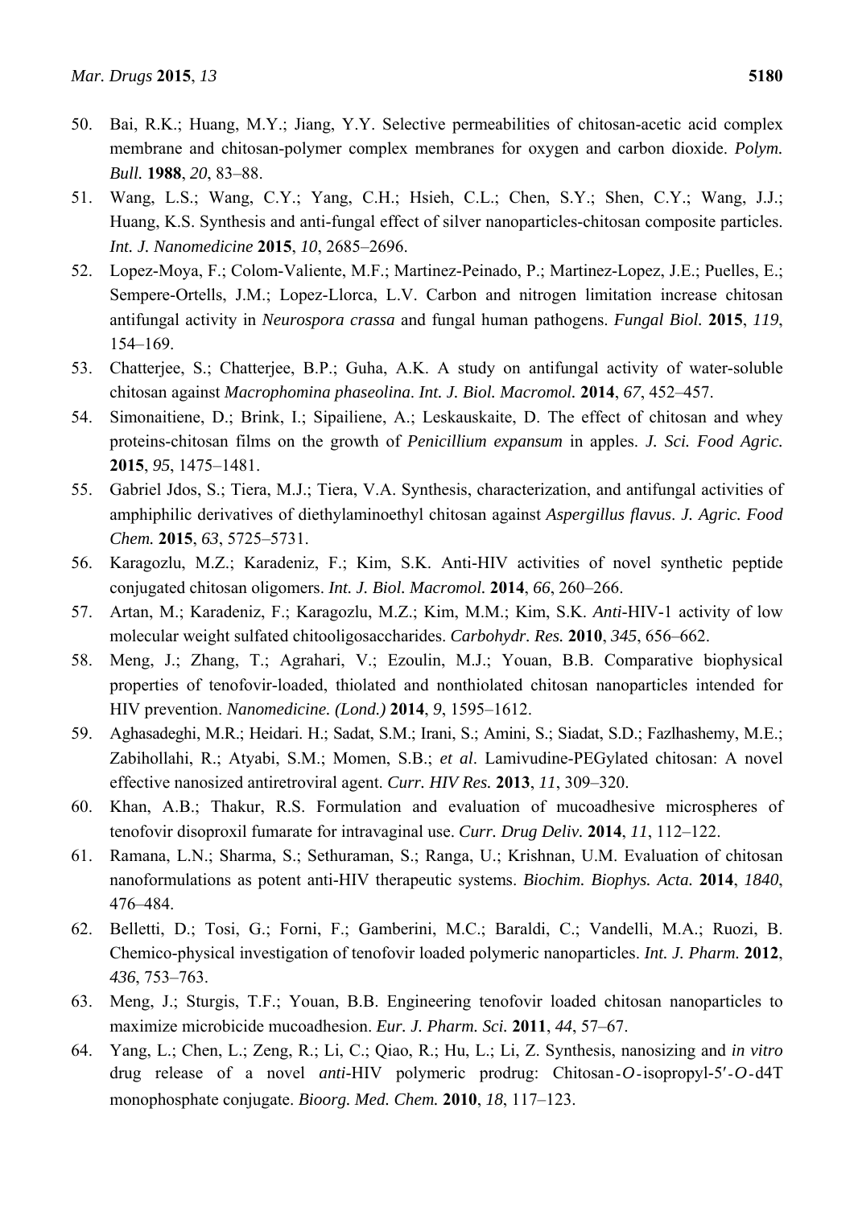50. Bai, R.K.; Huang, M.Y.; Jiang, Y.Y. Selective permeabilities of chitosan-acetic acid complex membrane and chitosan-polymer complex membranes for oxygen and carbon dioxide. *Polym. Bull.* **1988**, *20*, 83–88.
51. Wang, L.S.; Wang, C.Y.; Yang, C.H.; Hsieh, C.L.; Chen, S.Y.; Shen, C.Y.; Wang, J.J.; Huang, K.S. Synthesis and anti-fungal effect of silver nanoparticles-chitosan composite particles. *Int. J. Nanomedicine* **2015**, *10*, 2685–2696.
52. Lopez-Moya, F.; Colom-Valiente, M.F.; Martinez-Peinado, P.; Martinez-Lopez, J.E.; Puelles, E.; Sempere-Ortells, J.M.; Lopez-Llorca, L.V. Carbon and nitrogen limitation increase chitosan antifungal activity in *Neurospora crassa* and fungal human pathogens. *Fungal Biol.* **2015**, *119*, 154–169.
53. Chatterjee, S.; Chatterjee, B.P.; Guha, A.K. A study on antifungal activity of water-soluble chitosan against *Macrophomina phaseolina*. *Int. J. Biol. Macromol.* **2014**, *67*, 452–457.
54. Simonaitiene, D.; Brink, I.; Sipailiene, A.; Leskauskaite, D. The effect of chitosan and whey proteins-chitosan films on the growth of *Penicillium expansum* in apples. *J. Sci. Food Agric.* **2015**, *95*, 1475–1481.
55. Gabriel Jdos, S.; Tiera, M.J.; Tiera, V.A. Synthesis, characterization, and antifungal activities of amphiphilic derivatives of diethylaminoethyl chitosan against *Aspergillus flavus*. *J. Agric. Food Chem.* **2015**, *63*, 5725–5731.
56. Karagozlu, M.Z.; Karadeniz, F.; Kim, S.K. Anti-HIV activities of novel synthetic peptide conjugated chitosan oligomers. *Int. J. Biol. Macromol.* **2014**, *66*, 260–266.
57. Artan, M.; Karadeniz, F.; Karagozlu, M.Z.; Kim, M.M.; Kim, S.K. *Anti*-HIV-1 activity of low molecular weight sulfated chitooligosaccharides. *Carbohydr. Res.* **2010**, *345*, 656–662.
58. Meng, J.; Zhang, T.; Agrahari, V.; Ezoulin, M.J.; Youan, B.B. Comparative biophysical properties of tenofovir-loaded, thiolated and nonthiolated chitosan nanoparticles intended for HIV prevention. *Nanomedicine. (Lond.)* **2014**, *9*, 1595–1612.
59. Aghasadeghi, M.R.; Heidari. H.; Sadat, S.M.; Irani, S.; Amini, S.; Siadat, S.D.; Fazlhashemy, M.E.; Zabihollahi, R.; Atyabi, S.M.; Momen, S.B.; *et al*. Lamivudine-PEGylated chitosan: A novel effective nanosized antiretroviral agent. *Curr. HIV Res.* **2013**, *11*, 309–320.
60. Khan, A.B.; Thakur, R.S. Formulation and evaluation of mucoadhesive microspheres of tenofovir disoproxil fumarate for intravaginal use. *Curr. Drug Deliv.* **2014**, *11*, 112–122.
61. Ramana, L.N.; Sharma, S.; Sethuraman, S.; Ranga, U.; Krishnan, U.M. Evaluation of chitosan nanoformulations as potent anti-HIV therapeutic systems. *Biochim. Biophys. Acta.* **2014**, *1840*, 476–484.
62. Belletti, D.; Tosi, G.; Forni, F.; Gamberini, M.C.; Baraldi, C.; Vandelli, M.A.; Ruozi, B. Chemico-physical investigation of tenofovir loaded polymeric nanoparticles. *Int. J. Pharm.* **2012**, *436*, 753–763.
63. Meng, J.; Sturgis, T.F.; Youan, B.B. Engineering tenofovir loaded chitosan nanoparticles to maximize microbicide mucoadhesion. *Eur. J. Pharm. Sci.* **2011**, *44*, 57–67.
64. Yang, L.; Chen, L.; Zeng, R.; Li, C.; Qiao, R.; Hu, L.; Li, Z. Synthesis, nanosizing and *in vitro* drug release of a novel *anti*-HIV polymeric prodrug: Chitosan-*O*-isopropyl-5′-*O*-d4T monophosphate conjugate. *Bioorg. Med. Chem.* **2010**, *18*, 117–123.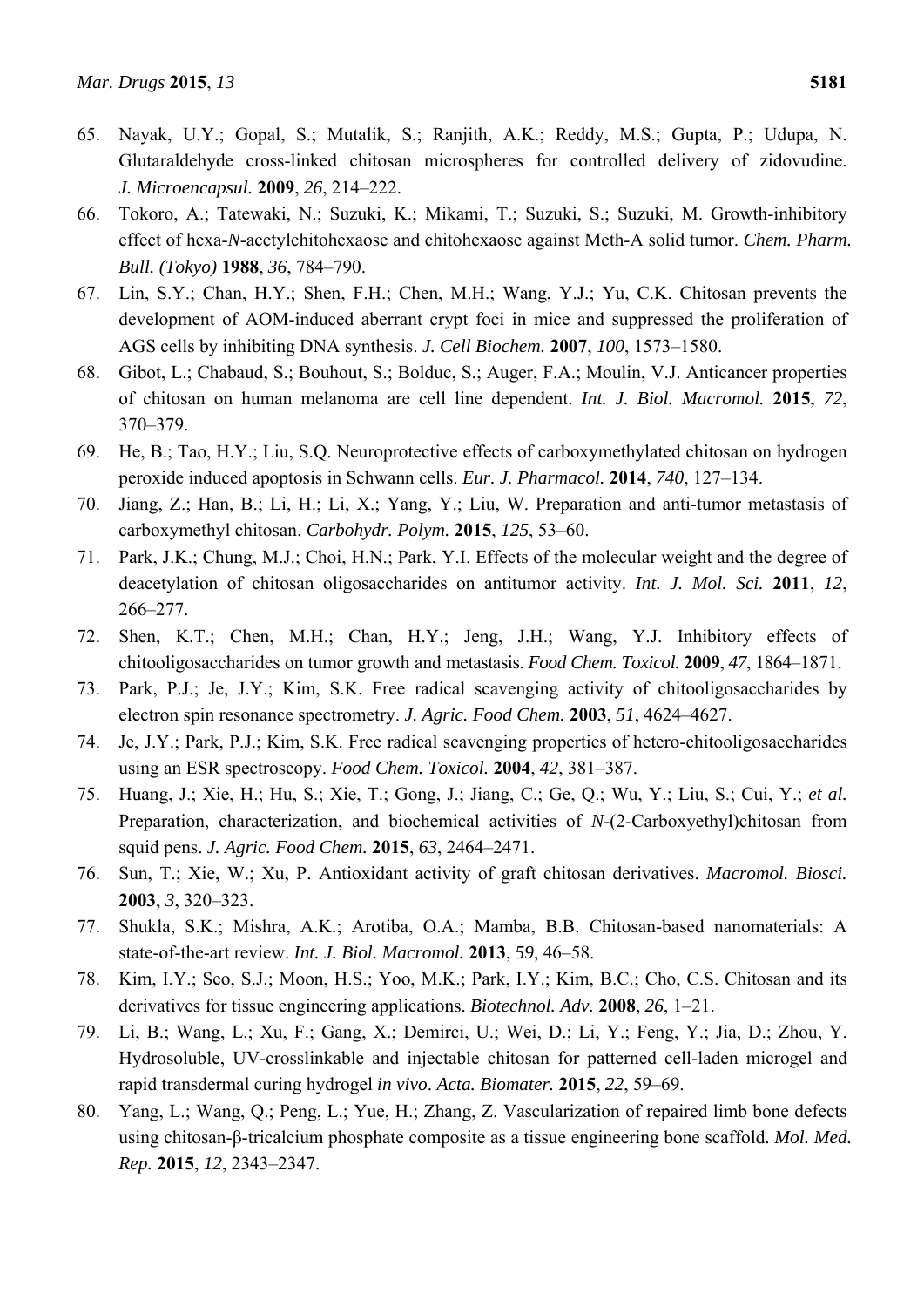65. Nayak, U.Y.; Gopal, S.; Mutalik, S.; Ranjith, A.K.; Reddy, M.S.; Gupta, P.; Udupa, N. Glutaraldehyde cross-linked chitosan microspheres for controlled delivery of zidovudine. *J. Microencapsul.* **2009**, *26*, 214–222.
66. Tokoro, A.; Tatewaki, N.; Suzuki, K.; Mikami, T.; Suzuki, S.; Suzuki, M. Growth-inhibitory effect of hexa-*N*-acetylchitohexaose and chitohexaose against Meth-A solid tumor. *Chem. Pharm. Bull. (Tokyo)* **1988**, *36*, 784–790.
67. Lin, S.Y.; Chan, H.Y.; Shen, F.H.; Chen, M.H.; Wang, Y.J.; Yu, C.K. Chitosan prevents the development of AOM-induced aberrant crypt foci in mice and suppressed the proliferation of AGS cells by inhibiting DNA synthesis. *J. Cell Biochem.* **2007**, *100*, 1573–1580.
68. Gibot, L.; Chabaud, S.; Bouhout, S.; Bolduc, S.; Auger, F.A.; Moulin, V.J. Anticancer properties of chitosan on human melanoma are cell line dependent. *Int. J. Biol. Macromol.* **2015**, *72*, 370–379.
69. He, B.; Tao, H.Y.; Liu, S.Q. Neuroprotective effects of carboxymethylated chitosan on hydrogen peroxide induced apoptosis in Schwann cells. *Eur. J. Pharmacol.* **2014**, *740*, 127–134.
70. Jiang, Z.; Han, B.; Li, H.; Li, X.; Yang, Y.; Liu, W. Preparation and anti-tumor metastasis of carboxymethyl chitosan. *Carbohydr. Polym.* **2015**, *125*, 53–60.
71. Park, J.K.; Chung, M.J.; Choi, H.N.; Park, Y.I. Effects of the molecular weight and the degree of deacetylation of chitosan oligosaccharides on antitumor activity. *Int. J. Mol. Sci.* **2011**, *12*, 266–277.
72. Shen, K.T.; Chen, M.H.; Chan, H.Y.; Jeng, J.H.; Wang, Y.J. Inhibitory effects of chitooligosaccharides on tumor growth and metastasis. *Food Chem. Toxicol.* **2009**, *47*, 1864–1871.
73. Park, P.J.; Je, J.Y.; Kim, S.K. Free radical scavenging activity of chitooligosaccharides by electron spin resonance spectrometry. *J. Agric. Food Chem.* **2003**, *51*, 4624–4627.
74. Je, J.Y.; Park, P.J.; Kim, S.K. Free radical scavenging properties of hetero-chitooligosaccharides using an ESR spectroscopy. *Food Chem. Toxicol.* **2004**, *42*, 381–387.
75. Huang, J.; Xie, H.; Hu, S.; Xie, T.; Gong, J.; Jiang, C.; Ge, Q.; Wu, Y.; Liu, S.; Cui, Y.; *et al.* Preparation, characterization, and biochemical activities of *N*-(2-Carboxyethyl)chitosan from squid pens. *J. Agric. Food Chem.* **2015**, *63*, 2464–2471.
76. Sun, T.; Xie, W.; Xu, P. Antioxidant activity of graft chitosan derivatives. *Macromol. Biosci.* **2003**, *3*, 320–323.
77. Shukla, S.K.; Mishra, A.K.; Arotiba, O.A.; Mamba, B.B. Chitosan-based nanomaterials: A state-of-the-art review. *Int. J. Biol. Macromol.* **2013**, *59*, 46–58.
78. Kim, I.Y.; Seo, S.J.; Moon, H.S.; Yoo, M.K.; Park, I.Y.; Kim, B.C.; Cho, C.S. Chitosan and its derivatives for tissue engineering applications. *Biotechnol. Adv.* **2008**, *26*, 1–21.
79. Li, B.; Wang, L.; Xu, F.; Gang, X.; Demirci, U.; Wei, D.; Li, Y.; Feng, Y.; Jia, D.; Zhou, Y. Hydrosoluble, UV-crosslinkable and injectable chitosan for patterned cell-laden microgel and rapid transdermal curing hydrogel *in vivo*. *Acta. Biomater.* **2015**, *22*, 59–69.
80. Yang, L.; Wang, Q.; Peng, L.; Yue, H.; Zhang, Z. Vascularization of repaired limb bone defects using chitosan-β-tricalcium phosphate composite as a tissue engineering bone scaffold. *Mol. Med. Rep.* **2015**, *12*, 2343–2347.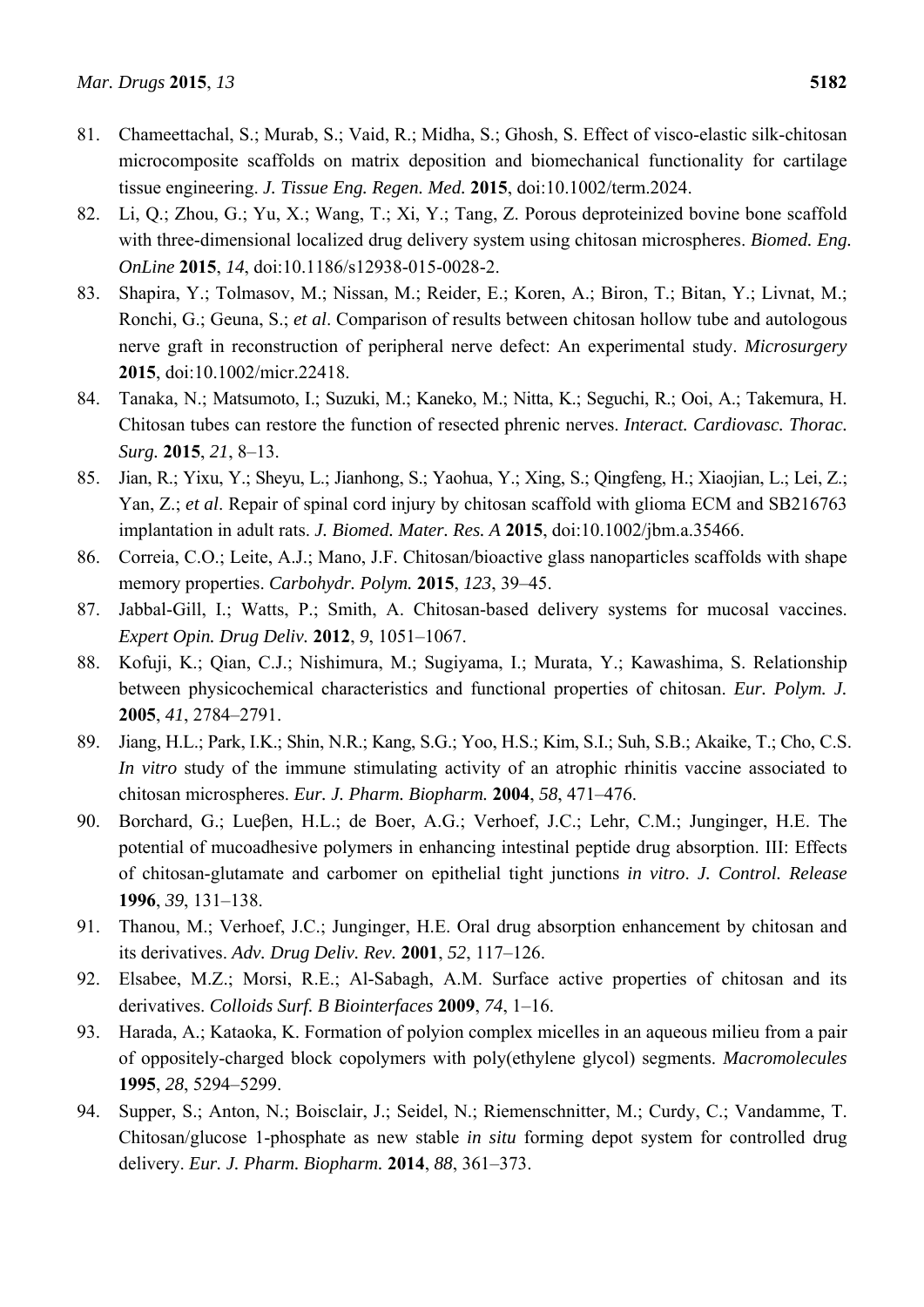81. Chameettachal, S.; Murab, S.; Vaid, R.; Midha, S.; Ghosh, S. Effect of visco-elastic silk-chitosan microcomposite scaffolds on matrix deposition and biomechanical functionality for cartilage tissue engineering. *J. Tissue Eng. Regen. Med.* **2015**, doi:10.1002/term.2024.
82. Li, Q.; Zhou, G.; Yu, X.; Wang, T.; Xi, Y.; Tang, Z. Porous deproteinized bovine bone scaffold with three-dimensional localized drug delivery system using chitosan microspheres. *Biomed. Eng. OnLine* **2015**, *14*, doi:10.1186/s12938-015-0028-2.
83. Shapira, Y.; Tolmasov, M.; Nissan, M.; Reider, E.; Koren, A.; Biron, T.; Bitan, Y.; Livnat, M.; Ronchi, G.; Geuna, S.; *et al*. Comparison of results between chitosan hollow tube and autologous nerve graft in reconstruction of peripheral nerve defect: An experimental study. *Microsurgery* **2015**, doi:10.1002/micr.22418.
84. Tanaka, N.; Matsumoto, I.; Suzuki, M.; Kaneko, M.; Nitta, K.; Seguchi, R.; Ooi, A.; Takemura, H. Chitosan tubes can restore the function of resected phrenic nerves. *Interact. Cardiovasc. Thorac. Surg.* **2015**, *21*, 8–13.
85. Jian, R.; Yixu, Y.; Sheyu, L.; Jianhong, S.; Yaohua, Y.; Xing, S.; Qingfeng, H.; Xiaojian, L.; Lei, Z.; Yan, Z.; *et al*. Repair of spinal cord injury by chitosan scaffold with glioma ECM and SB216763 implantation in adult rats. *J. Biomed. Mater. Res. A* **2015**, doi:10.1002/jbm.a.35466.
86. Correia, C.O.; Leite, A.J.; Mano, J.F. Chitosan/bioactive glass nanoparticles scaffolds with shape memory properties. *Carbohydr. Polym.* **2015**, *123*, 39–45.
87. Jabbal-Gill, I.; Watts, P.; Smith, A. Chitosan-based delivery systems for mucosal vaccines. *Expert Opin. Drug Deliv.* **2012**, *9*, 1051–1067.
88. Kofuji, K.; Qian, C.J.; Nishimura, M.; Sugiyama, I.; Murata, Y.; Kawashima, S. Relationship between physicochemical characteristics and functional properties of chitosan. *Eur. Polym. J.* **2005**, *41*, 2784–2791.
89. Jiang, H.L.; Park, I.K.; Shin, N.R.; Kang, S.G.; Yoo, H.S.; Kim, S.I.; Suh, S.B.; Akaike, T.; Cho, C.S. *In vitro* study of the immune stimulating activity of an atrophic rhinitis vaccine associated to chitosan microspheres. *Eur. J. Pharm. Biopharm.* **2004**, *58*, 471–476.
90. Borchard, G.; Lueβen, H.L.; de Boer, A.G.; Verhoef, J.C.; Lehr, C.M.; Junginger, H.E. The potential of mucoadhesive polymers in enhancing intestinal peptide drug absorption. III: Effects of chitosan-glutamate and carbomer on epithelial tight junctions *in vitro*. *J. Control. Release* **1996**, *39*, 131–138.
91. Thanou, M.; Verhoef, J.C.; Junginger, H.E. Oral drug absorption enhancement by chitosan and its derivatives. *Adv. Drug Deliv. Rev.* **2001**, *52*, 117–126.
92. Elsabee, M.Z.; Morsi, R.E.; Al-Sabagh, A.M. Surface active properties of chitosan and its derivatives. *Colloids Surf. B Biointerfaces* **2009**, *74*, 1–16.
93. Harada, A.; Kataoka, K. Formation of polyion complex micelles in an aqueous milieu from a pair of oppositely-charged block copolymers with poly(ethylene glycol) segments. *Macromolecules* **1995**, *28*, 5294–5299.
94. Supper, S.; Anton, N.; Boisclair, J.; Seidel, N.; Riemenschnitter, M.; Curdy, C.; Vandamme, T. Chitosan/glucose 1-phosphate as new stable *in situ* forming depot system for controlled drug delivery. *Eur. J. Pharm. Biopharm.* **2014**, *88*, 361–373.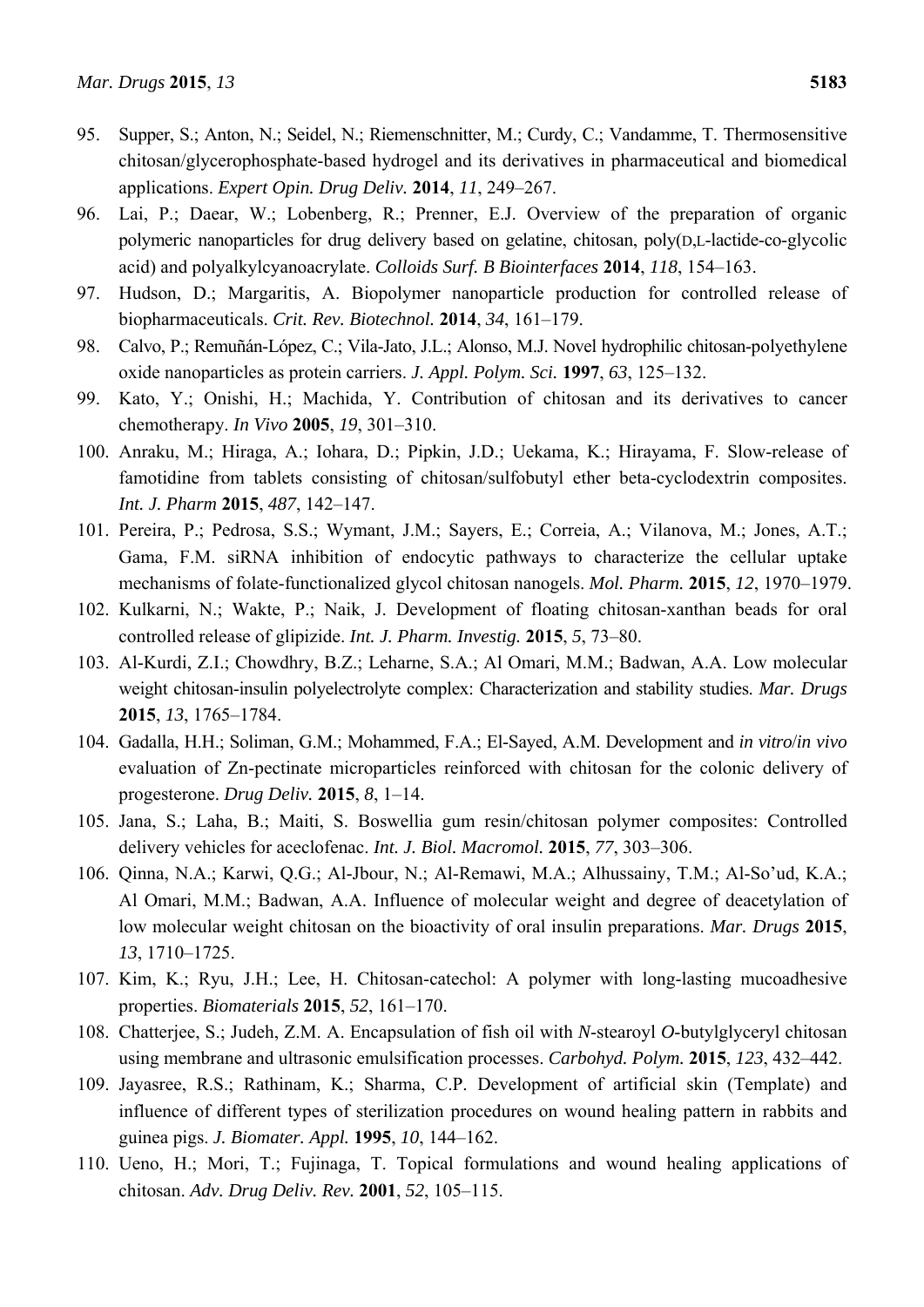95. Supper, S.; Anton, N.; Seidel, N.; Riemenschnitter, M.; Curdy, C.; Vandamme, T. Thermosensitive chitosan/glycerophosphate-based hydrogel and its derivatives in pharmaceutical and biomedical applications. *Expert Opin. Drug Deliv.* **2014**, *11*, 249–267.
96. Lai, P.; Daear, W.; Lobenberg, R.; Prenner, E.J. Overview of the preparation of organic polymeric nanoparticles for drug delivery based on gelatine, chitosan, poly(D,L-lactide-co-glycolic acid) and polyalkylcyanoacrylate. *Colloids Surf. B Biointerfaces* **2014**, *118*, 154–163.
97. Hudson, D.; Margaritis, A. Biopolymer nanoparticle production for controlled release of biopharmaceuticals. *Crit. Rev. Biotechnol.* **2014**, *34*, 161–179.
98. Calvo, P.; Remuñán-López, C.; Vila-Jato, J.L.; Alonso, M.J. Novel hydrophilic chitosan-polyethylene oxide nanoparticles as protein carriers. *J. Appl. Polym. Sci.* **1997**, *63*, 125–132.
99. Kato, Y.; Onishi, H.; Machida, Y. Contribution of chitosan and its derivatives to cancer chemotherapy. *In Vivo* **2005**, *19*, 301–310.
100. Anraku, M.; Hiraga, A.; Iohara, D.; Pipkin, J.D.; Uekama, K.; Hirayama, F. Slow-release of famotidine from tablets consisting of chitosan/sulfobutyl ether beta-cyclodextrin composites. *Int. J. Pharm* **2015**, *487*, 142–147.
101. Pereira, P.; Pedrosa, S.S.; Wymant, J.M.; Sayers, E.; Correia, A.; Vilanova, M.; Jones, A.T.; Gama, F.M. siRNA inhibition of endocytic pathways to characterize the cellular uptake mechanisms of folate-functionalized glycol chitosan nanogels. *Mol. Pharm.* **2015**, *12*, 1970–1979.
102. Kulkarni, N.; Wakte, P.; Naik, J. Development of floating chitosan-xanthan beads for oral controlled release of glipizide. *Int. J. Pharm. Investig.* **2015**, *5*, 73–80.
103. Al-Kurdi, Z.I.; Chowdhry, B.Z.; Leharne, S.A.; Al Omari, M.M.; Badwan, A.A. Low molecular weight chitosan-insulin polyelectrolyte complex: Characterization and stability studies. *Mar. Drugs* **2015**, *13*, 1765–1784.
104. Gadalla, H.H.; Soliman, G.M.; Mohammed, F.A.; El-Sayed, A.M. Development and *in vitro*/*in vivo* evaluation of Zn-pectinate microparticles reinforced with chitosan for the colonic delivery of progesterone. *Drug Deliv.* **2015**, *8*, 1–14.
105. Jana, S.; Laha, B.; Maiti, S. Boswellia gum resin/chitosan polymer composites: Controlled delivery vehicles for aceclofenac. *Int. J. Biol. Macromol.* **2015**, *77*, 303–306.
106. Qinna, N.A.; Karwi, Q.G.; Al-Jbour, N.; Al-Remawi, M.A.; Alhussainy, T.M.; Al-So'ud, K.A.; Al Omari, M.M.; Badwan, A.A. Influence of molecular weight and degree of deacetylation of low molecular weight chitosan on the bioactivity of oral insulin preparations. *Mar. Drugs* **2015**, *13*, 1710–1725.
107. Kim, K.; Ryu, J.H.; Lee, H. Chitosan-catechol: A polymer with long-lasting mucoadhesive properties. *Biomaterials* **2015**, *52*, 161–170.
108. Chatterjee, S.; Judeh, Z.M. A. Encapsulation of fish oil with *N*-stearoyl *O*-butylglyceryl chitosan using membrane and ultrasonic emulsification processes. *Carbohyd. Polym.* **2015**, *123*, 432–442.
109. Jayasree, R.S.; Rathinam, K.; Sharma, C.P. Development of artificial skin (Template) and influence of different types of sterilization procedures on wound healing pattern in rabbits and guinea pigs. *J. Biomater. Appl.* **1995**, *10*, 144–162.
110. Ueno, H.; Mori, T.; Fujinaga, T. Topical formulations and wound healing applications of chitosan. *Adv. Drug Deliv. Rev.* **2001**, *52*, 105–115.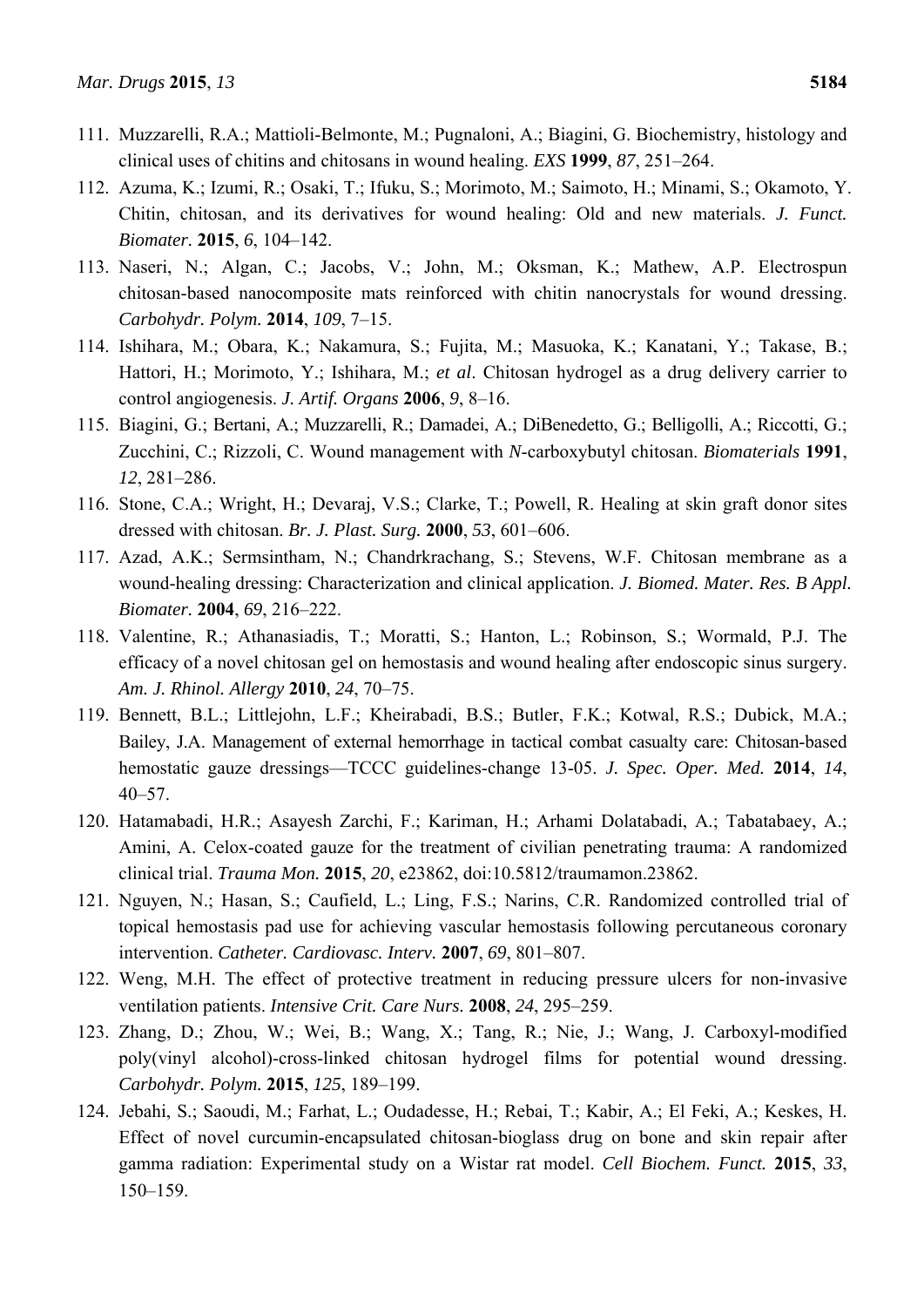111. Muzzarelli, R.A.; Mattioli-Belmonte, M.; Pugnaloni, A.; Biagini, G. Biochemistry, histology and clinical uses of chitins and chitosans in wound healing. *EXS* **1999**, *87*, 251–264.
112. Azuma, K.; Izumi, R.; Osaki, T.; Ifuku, S.; Morimoto, M.; Saimoto, H.; Minami, S.; Okamoto, Y. Chitin, chitosan, and its derivatives for wound healing: Old and new materials. *J. Funct. Biomater.* **2015**, *6*, 104–142.
113. Naseri, N.; Algan, C.; Jacobs, V.; John, M.; Oksman, K.; Mathew, A.P. Electrospun chitosan-based nanocomposite mats reinforced with chitin nanocrystals for wound dressing. *Carbohydr. Polym.* **2014**, *109*, 7–15.
114. Ishihara, M.; Obara, K.; Nakamura, S.; Fujita, M.; Masuoka, K.; Kanatani, Y.; Takase, B.; Hattori, H.; Morimoto, Y.; Ishihara, M.; *et al*. Chitosan hydrogel as a drug delivery carrier to control angiogenesis. *J. Artif. Organs* **2006**, *9*, 8–16.
115. Biagini, G.; Bertani, A.; Muzzarelli, R.; Damadei, A.; DiBenedetto, G.; Belligolli, A.; Riccotti, G.; Zucchini, C.; Rizzoli, C. Wound management with *N*-carboxybutyl chitosan. *Biomaterials* **1991**, *12*, 281–286.
116. Stone, C.A.; Wright, H.; Devaraj, V.S.; Clarke, T.; Powell, R. Healing at skin graft donor sites dressed with chitosan. *Br. J. Plast. Surg.* **2000**, *53*, 601–606.
117. Azad, A.K.; Sermsintham, N.; Chandrkrachang, S.; Stevens, W.F. Chitosan membrane as a wound-healing dressing: Characterization and clinical application. *J. Biomed. Mater. Res. B Appl. Biomater.* **2004**, *69*, 216–222.
118. Valentine, R.; Athanasiadis, T.; Moratti, S.; Hanton, L.; Robinson, S.; Wormald, P.J. The efficacy of a novel chitosan gel on hemostasis and wound healing after endoscopic sinus surgery. *Am. J. Rhinol. Allergy* **2010**, *24*, 70–75.
119. Bennett, B.L.; Littlejohn, L.F.; Kheirabadi, B.S.; Butler, F.K.; Kotwal, R.S.; Dubick, M.A.; Bailey, J.A. Management of external hemorrhage in tactical combat casualty care: Chitosan-based hemostatic gauze dressings—TCCC guidelines-change 13-05. *J. Spec. Oper. Med.* **2014**, *14*, 40–57.
120. Hatamabadi, H.R.; Asayesh Zarchi, F.; Kariman, H.; Arhami Dolatabadi, A.; Tabatabaey, A.; Amini, A. Celox-coated gauze for the treatment of civilian penetrating trauma: A randomized clinical trial. *Trauma Mon.* **2015**, *20*, e23862, doi:10.5812/traumamon.23862.
121. Nguyen, N.; Hasan, S.; Caufield, L.; Ling, F.S.; Narins, C.R. Randomized controlled trial of topical hemostasis pad use for achieving vascular hemostasis following percutaneous coronary intervention. *Catheter. Cardiovasc. Interv.* **2007**, *69*, 801–807.
122. Weng, M.H. The effect of protective treatment in reducing pressure ulcers for non-invasive ventilation patients. *Intensive Crit. Care Nurs.* **2008**, *24*, 295–259.
123. Zhang, D.; Zhou, W.; Wei, B.; Wang, X.; Tang, R.; Nie, J.; Wang, J. Carboxyl-modified poly(vinyl alcohol)-cross-linked chitosan hydrogel films for potential wound dressing. *Carbohydr. Polym.* **2015**, *125*, 189–199.
124. Jebahi, S.; Saoudi, M.; Farhat, L.; Oudadesse, H.; Rebai, T.; Kabir, A.; El Feki, A.; Keskes, H. Effect of novel curcumin-encapsulated chitosan-bioglass drug on bone and skin repair after gamma radiation: Experimental study on a Wistar rat model. *Cell Biochem. Funct.* **2015**, *33*, 150–159.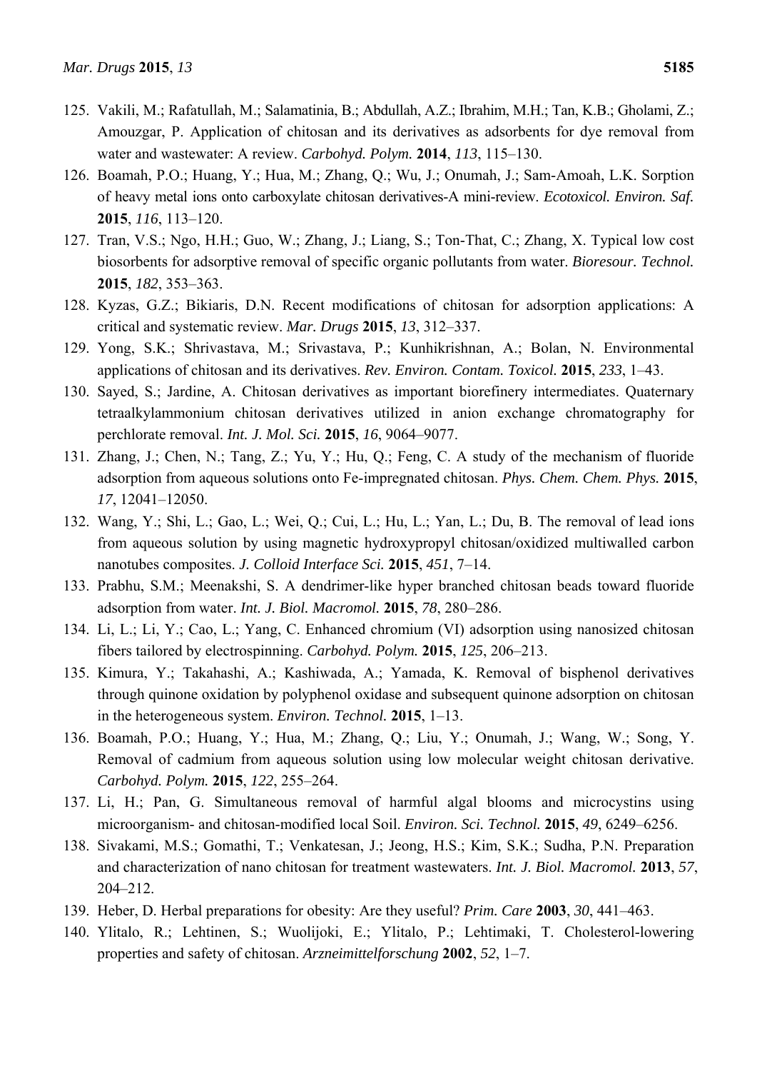125. Vakili, M.; Rafatullah, M.; Salamatinia, B.; Abdullah, A.Z.; Ibrahim, M.H.; Tan, K.B.; Gholami, Z.; Amouzgar, P. Application of chitosan and its derivatives as adsorbents for dye removal from water and wastewater: A review. *Carbohyd. Polym.* **2014**, *113*, 115–130.
126. Boamah, P.O.; Huang, Y.; Hua, M.; Zhang, Q.; Wu, J.; Onumah, J.; Sam-Amoah, L.K. Sorption of heavy metal ions onto carboxylate chitosan derivatives-A mini-review. *Ecotoxicol. Environ. Saf.* **2015**, *116*, 113–120.
127. Tran, V.S.; Ngo, H.H.; Guo, W.; Zhang, J.; Liang, S.; Ton-That, C.; Zhang, X. Typical low cost biosorbents for adsorptive removal of specific organic pollutants from water. *Bioresour. Technol.* **2015**, *182*, 353–363.
128. Kyzas, G.Z.; Bikiaris, D.N. Recent modifications of chitosan for adsorption applications: A critical and systematic review. *Mar. Drugs* **2015**, *13*, 312–337.
129. Yong, S.K.; Shrivastava, M.; Srivastava, P.; Kunhikrishnan, A.; Bolan, N. Environmental applications of chitosan and its derivatives. *Rev. Environ. Contam. Toxicol.* **2015**, *233*, 1–43.
130. Sayed, S.; Jardine, A. Chitosan derivatives as important biorefinery intermediates. Quaternary tetraalkylammonium chitosan derivatives utilized in anion exchange chromatography for perchlorate removal. *Int. J. Mol. Sci.* **2015**, *16*, 9064–9077.
131. Zhang, J.; Chen, N.; Tang, Z.; Yu, Y.; Hu, Q.; Feng, C. A study of the mechanism of fluoride adsorption from aqueous solutions onto Fe-impregnated chitosan. *Phys. Chem. Chem. Phys.* **2015**, *17*, 12041–12050.
132. Wang, Y.; Shi, L.; Gao, L.; Wei, Q.; Cui, L.; Hu, L.; Yan, L.; Du, B. The removal of lead ions from aqueous solution by using magnetic hydroxypropyl chitosan/oxidized multiwalled carbon nanotubes composites. *J. Colloid Interface Sci.* **2015**, *451*, 7–14.
133. Prabhu, S.M.; Meenakshi, S. A dendrimer-like hyper branched chitosan beads toward fluoride adsorption from water. *Int. J. Biol. Macromol.* **2015**, *78*, 280–286.
134. Li, L.; Li, Y.; Cao, L.; Yang, C. Enhanced chromium (VI) adsorption using nanosized chitosan fibers tailored by electrospinning. *Carbohyd. Polym.* **2015**, *125*, 206–213.
135. Kimura, Y.; Takahashi, A.; Kashiwada, A.; Yamada, K. Removal of bisphenol derivatives through quinone oxidation by polyphenol oxidase and subsequent quinone adsorption on chitosan in the heterogeneous system. *Environ. Technol.* **2015**, 1–13.
136. Boamah, P.O.; Huang, Y.; Hua, M.; Zhang, Q.; Liu, Y.; Onumah, J.; Wang, W.; Song, Y. Removal of cadmium from aqueous solution using low molecular weight chitosan derivative. *Carbohyd. Polym.* **2015**, *122*, 255–264.
137. Li, H.; Pan, G. Simultaneous removal of harmful algal blooms and microcystins using microorganism- and chitosan-modified local Soil. *Environ. Sci. Technol.* **2015**, *49*, 6249–6256.
138. Sivakami, M.S.; Gomathi, T.; Venkatesan, J.; Jeong, H.S.; Kim, S.K.; Sudha, P.N. Preparation and characterization of nano chitosan for treatment wastewaters. *Int. J. Biol. Macromol.* **2013**, *57*, 204–212.
139. Heber, D. Herbal preparations for obesity: Are they useful? *Prim. Care* **2003**, *30*, 441–463.
140. Ylitalo, R.; Lehtinen, S.; Wuolijoki, E.; Ylitalo, P.; Lehtimaki, T. Cholesterol-lowering properties and safety of chitosan. *Arzneimittelforschung* **2002**, *52*, 1–7.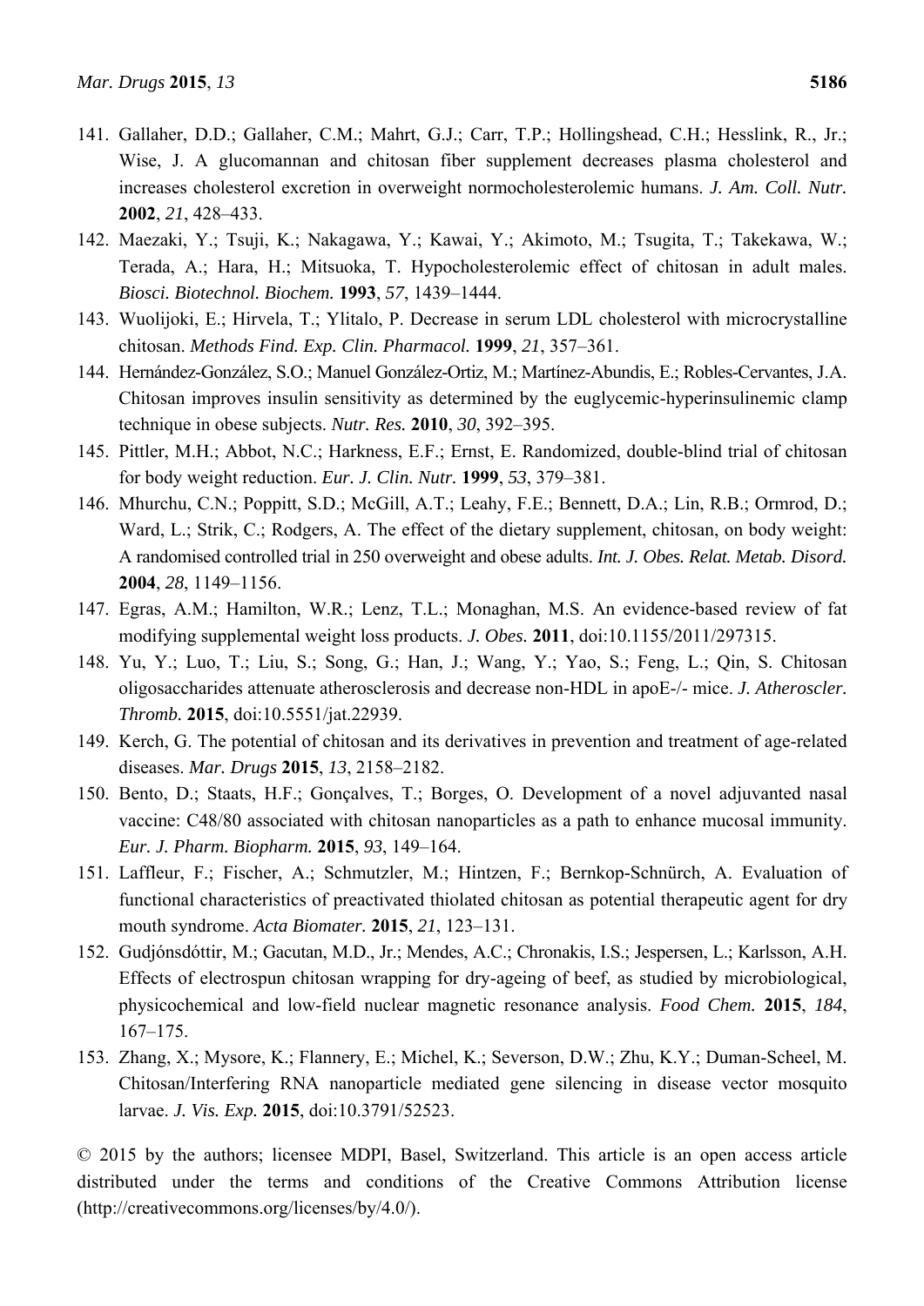141. Gallaher, D.D.; Gallaher, C.M.; Mahrt, G.J.; Carr, T.P.; Hollingshead, C.H.; Hesslink, R., Jr.; Wise, J. A glucomannan and chitosan fiber supplement decreases plasma cholesterol and increases cholesterol excretion in overweight normocholesterolemic humans. *J. Am. Coll. Nutr.* **2002**, *21*, 428–433.
142. Maezaki, Y.; Tsuji, K.; Nakagawa, Y.; Kawai, Y.; Akimoto, M.; Tsugita, T.; Takekawa, W.; Terada, A.; Hara, H.; Mitsuoka, T. Hypocholesterolemic effect of chitosan in adult males. *Biosci. Biotechnol. Biochem.* **1993**, *57*, 1439–1444.
143. Wuolijoki, E.; Hirvela, T.; Ylitalo, P. Decrease in serum LDL cholesterol with microcrystalline chitosan. *Methods Find. Exp. Clin. Pharmacol.* **1999**, *21*, 357–361.
144. Hernández-González, S.O.; Manuel González-Ortiz, M.; Martínez-Abundis, E.; Robles-Cervantes, J.A. Chitosan improves insulin sensitivity as determined by the euglycemic-hyperinsulinemic clamp technique in obese subjects. *Nutr. Res.* **2010**, *30*, 392–395.
145. Pittler, M.H.; Abbot, N.C.; Harkness, E.F.; Ernst, E. Randomized, double-blind trial of chitosan for body weight reduction. *Eur. J. Clin. Nutr.* **1999**, *53*, 379–381.
146. Mhurchu, C.N.; Poppitt, S.D.; McGill, A.T.; Leahy, F.E.; Bennett, D.A.; Lin, R.B.; Ormrod, D.; Ward, L.; Strik, C.; Rodgers, A. The effect of the dietary supplement, chitosan, on body weight: A randomised controlled trial in 250 overweight and obese adults. *Int. J. Obes. Relat. Metab. Disord.* **2004**, *28*, 1149–1156.
147. Egras, A.M.; Hamilton, W.R.; Lenz, T.L.; Monaghan, M.S. An evidence-based review of fat modifying supplemental weight loss products. *J. Obes.* **2011**, doi:10.1155/2011/297315.
148. Yu, Y.; Luo, T.; Liu, S.; Song, G.; Han, J.; Wang, Y.; Yao, S.; Feng, L.; Qin, S. Chitosan oligosaccharides attenuate atherosclerosis and decrease non-HDL in apoE-/- mice. *J. Atheroscler. Thromb.* **2015**, doi:10.5551/jat.22939.
149. Kerch, G. The potential of chitosan and its derivatives in prevention and treatment of age-related diseases. *Mar. Drugs* **2015**, *13*, 2158–2182.
150. Bento, D.; Staats, H.F.; Gonçalves, T.; Borges, O. Development of a novel adjuvanted nasal vaccine: C48/80 associated with chitosan nanoparticles as a path to enhance mucosal immunity. *Eur. J. Pharm. Biopharm.* **2015**, *93*, 149–164.
151. Laffleur, F.; Fischer, A.; Schmutzler, M.; Hintzen, F.; Bernkop-Schnürch, A. Evaluation of functional characteristics of preactivated thiolated chitosan as potential therapeutic agent for dry mouth syndrome. *Acta Biomater.* **2015**, *21*, 123–131.
152. Gudjónsdóttir, M.; Gacutan, M.D., Jr.; Mendes, A.C.; Chronakis, I.S.; Jespersen, L.; Karlsson, A.H. Effects of electrospun chitosan wrapping for dry-ageing of beef, as studied by microbiological, physicochemical and low-field nuclear magnetic resonance analysis. *Food Chem.* **2015**, *184*, 167–175.
153. Zhang, X.; Mysore, K.; Flannery, E.; Michel, K.; Severson, D.W.; Zhu, K.Y.; Duman-Scheel, M. Chitosan/Interfering RNA nanoparticle mediated gene silencing in disease vector mosquito larvae. *J. Vis. Exp.* **2015**, doi:10.3791/52523.

© 2015 by the authors; licensee MDPI, Basel, Switzerland. This article is an open access article distributed under the terms and conditions of the Creative Commons Attribution license (http://creativecommons.org/licenses/by/4.0/).